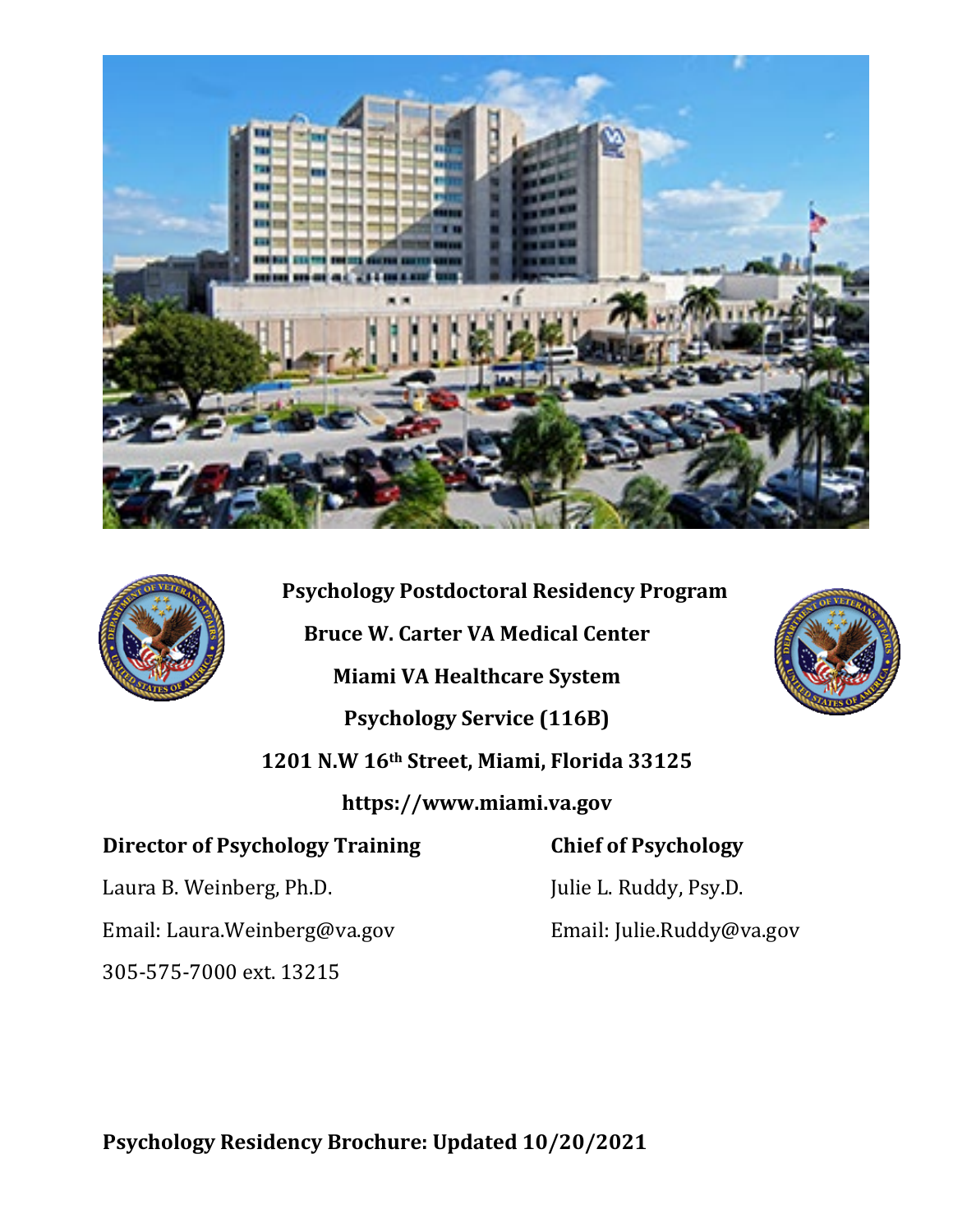# Psychology Postdoctoral Residency Program

**Bruce W. Carter VA Medical Center**

**Miami VA Healthcare System**

**Psychology Service (116B)**

**1201 N.W 16th Street, Miami, Florida 33125**

**https://www.miami.va.gov**

**Director of Psychology Training**

Laura B. Weinberg, Ph.D.

Email: Laura.Weinberg@va.gov

305-575-7000 ext. 13215

**Chief of Psychology**

Julie L. Ruddy, Psy.D.

Email: Julie.Ruddy@va.gov

**Psychology Residency Brochure: Updated 10/20/2021**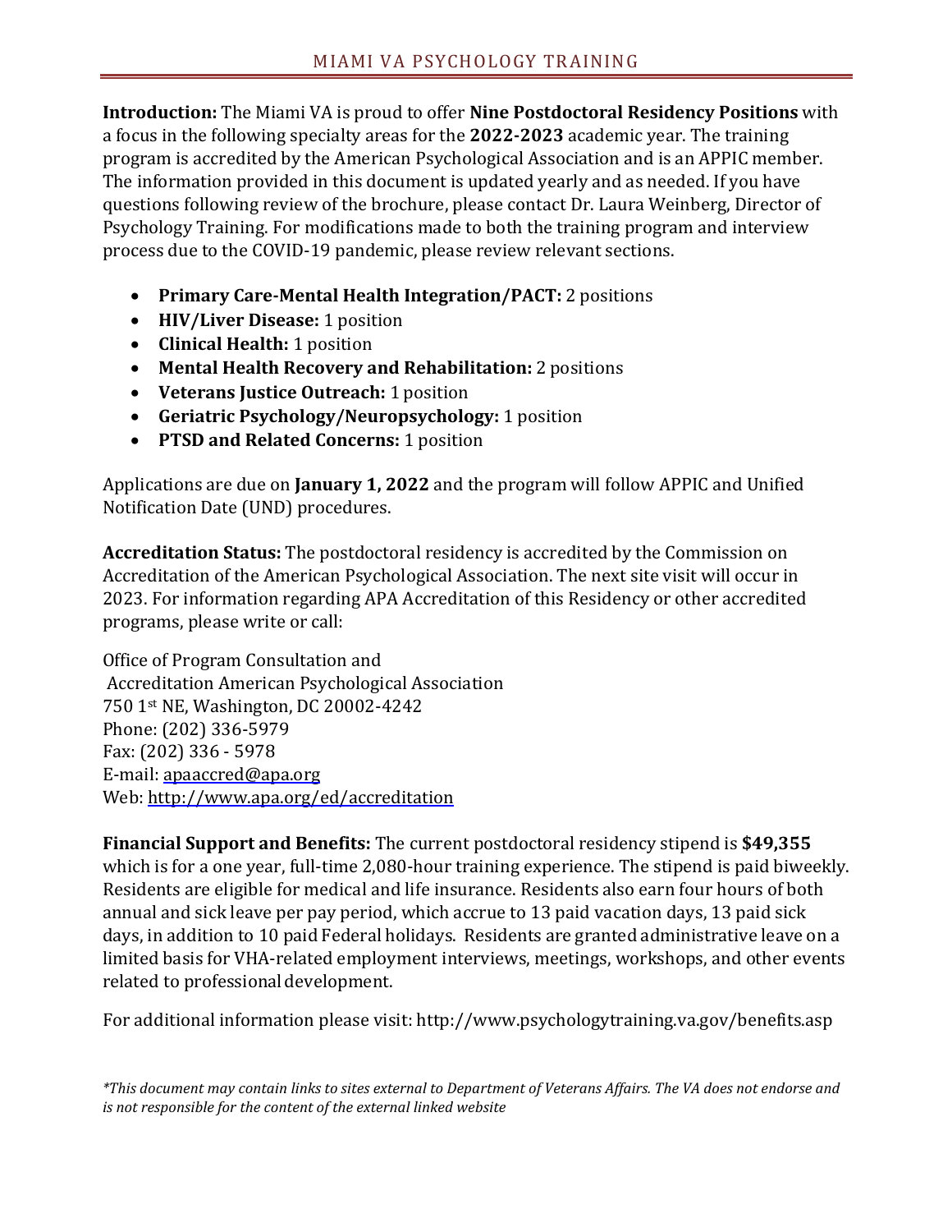**Introduction:** The Miami VA is proud to offer **Nine Postdoctoral Residency Positions** with a focus in the following specialty areas for the **2022-2023** academic year. The training program is accredited by the American Psychological Association and is an APPIC member. The information provided in this document is updated yearly and as needed. If you have questions following review of the brochure, please contact Dr. Laura Weinberg, Director of Psychology Training. For modifications made to both the training program and interview process due to the COVID-19 pandemic, please review relevant sections.

- **Primary Care-Mental Health Integration/PACT:** 2 positions
- **HIV/Liver Disease:** 1 position
- **Clinical Health:** 1 position
- **Mental Health Recovery and Rehabilitation:** 2 positions
- **Veterans Justice Outreach:** 1 position
- **Geriatric Psychology/Neuropsychology:** 1 position
- **PTSD and Related Concerns:** 1 position

Applications are due on **January 1, 2022** and the program will follow APPIC and Unified Notification Date (UND) procedures.

**Accreditation Status:** The postdoctoral residency is accredited by the Commission on Accreditation of the American Psychological Association. The next site visit will occur in 2023. For information regarding APA Accreditation of this Residency or other accredited programs, please write or call:

Office of Program Consultation and
Accreditation American Psychological Association
750 1st NE, Washington, DC 20002-4242
Phone: (202) 336-5979
Fax: (202) 336 - 5978
E-mail: apaaccred@apa.org
Web: http://www.apa.org/ed/accreditation

**Financial Support and Benefits:** The current postdoctoral residency stipend is **$49,355** which is for a one year, full-time 2,080-hour training experience. The stipend is paid biweekly. Residents are eligible for medical and life insurance. Residents also earn four hours of both annual and sick leave per pay period, which accrue to 13 paid vacation days, 13 paid sick days, in addition to 10 paid Federal holidays. Residents are granted administrative leave on a limited basis for VHA-related employment interviews, meetings, workshops, and other events related to professional development.

For additional information please visit: http://www.psychologytraining.va.gov/benefits.asp

*\*This document may contain links to sites external to Department of Veterans Affairs. The VA does not endorse and is not responsible for the content of the external linked website*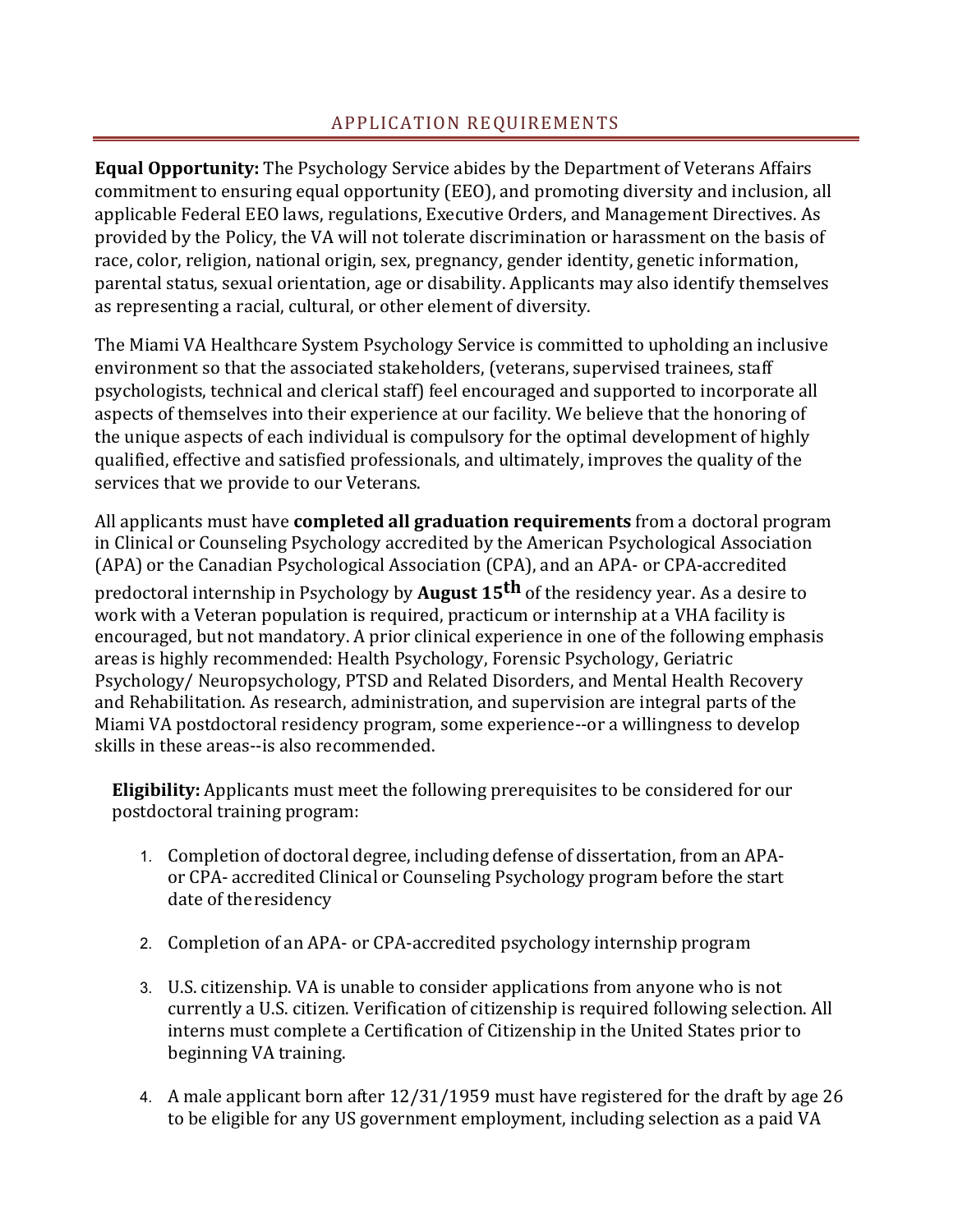## APPLICATION REQUIREMENTS

**Equal Opportunity:** The Psychology Service abides by the Department of Veterans Affairs commitment to ensuring equal opportunity (EEO), and promoting diversity and inclusion, all applicable Federal EEO laws, regulations, Executive Orders, and Management Directives. As provided by the Policy, the VA will not tolerate discrimination or harassment on the basis of race, color, religion, national origin, sex, pregnancy, gender identity, genetic information, parental status, sexual orientation, age or disability. Applicants may also identify themselves as representing a racial, cultural, or other element of diversity.

The Miami VA Healthcare System Psychology Service is committed to upholding an inclusive environment so that the associated stakeholders, (veterans, supervised trainees, staff psychologists, technical and clerical staff) feel encouraged and supported to incorporate all aspects of themselves into their experience at our facility. We believe that the honoring of the unique aspects of each individual is compulsory for the optimal development of highly qualified, effective and satisfied professionals, and ultimately, improves the quality of the services that we provide to our Veterans.

All applicants must have **completed all graduation requirements** from a doctoral program in Clinical or Counseling Psychology accredited by the American Psychological Association (APA) or the Canadian Psychological Association (CPA), and an APA- or CPA-accredited predoctoral internship in Psychology by **August 15th** of the residency year. As a desire to work with a Veteran population is required, practicum or internship at a VHA facility is encouraged, but not mandatory. A prior clinical experience in one of the following emphasis areas is highly recommended: Health Psychology, Forensic Psychology, Geriatric Psychology/ Neuropsychology, PTSD and Related Disorders, and Mental Health Recovery and Rehabilitation. As research, administration, and supervision are integral parts of the Miami VA postdoctoral residency program, some experience--or a willingness to develop skills in these areas--is also recommended.

**Eligibility:** Applicants must meet the following prerequisites to be considered for our postdoctoral training program:

1. Completion of doctoral degree, including defense of dissertation, from an APA- or CPA- accredited Clinical or Counseling Psychology program before the start date of the residency

2. Completion of an APA- or CPA-accredited psychology internship program

3. U.S. citizenship. VA is unable to consider applications from anyone who is not currently a U.S. citizen. Verification of citizenship is required following selection. All interns must complete a Certification of Citizenship in the United States prior to beginning VA training.

4. A male applicant born after 12/31/1959 must have registered for the draft by age 26 to be eligible for any US government employment, including selection as a paid VA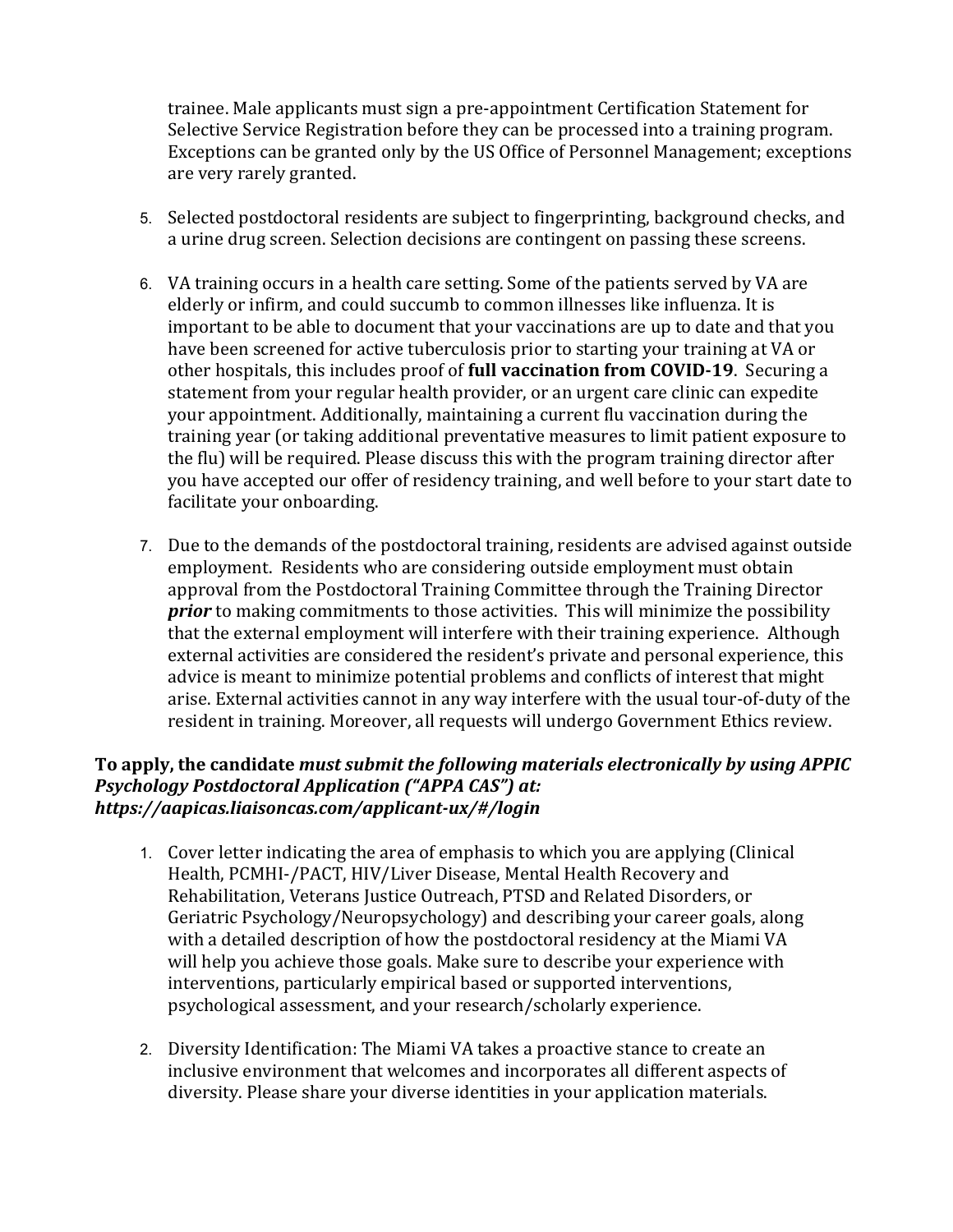trainee. Male applicants must sign a pre-appointment Certification Statement for Selective Service Registration before they can be processed into a training program. Exceptions can be granted only by the US Office of Personnel Management; exceptions are very rarely granted.

5. Selected postdoctoral residents are subject to fingerprinting, background checks, and a urine drug screen. Selection decisions are contingent on passing these screens.

6. VA training occurs in a health care setting. Some of the patients served by VA are elderly or infirm, and could succumb to common illnesses like influenza. It is important to be able to document that your vaccinations are up to date and that you have been screened for active tuberculosis prior to starting your training at VA or other hospitals, this includes proof of **full vaccination from COVID-19**. Securing a statement from your regular health provider, or an urgent care clinic can expedite your appointment. Additionally, maintaining a current flu vaccination during the training year (or taking additional preventative measures to limit patient exposure to the flu) will be required. Please discuss this with the program training director after you have accepted our offer of residency training, and well before to your start date to facilitate your onboarding.

7. Due to the demands of the postdoctoral training, residents are advised against outside employment. Residents who are considering outside employment must obtain approval from the Postdoctoral Training Committee through the Training Director ***prior*** to making commitments to those activities. This will minimize the possibility that the external employment will interfere with their training experience. Although external activities are considered the resident's private and personal experience, this advice is meant to minimize potential problems and conflicts of interest that might arise. External activities cannot in any way interfere with the usual tour-of-duty of the resident in training. Moreover, all requests will undergo Government Ethics review.

**To apply, the candidate *must submit the following materials electronically by using APPIC Psychology Postdoctoral Application ("APPA CAS") at: https://aapicas.liaisoncas.com/applicant-ux/#/login***

1. Cover letter indicating the area of emphasis to which you are applying (Clinical Health, PCMHI-/PACT, HIV/Liver Disease, Mental Health Recovery and Rehabilitation, Veterans Justice Outreach, PTSD and Related Disorders, or Geriatric Psychology/Neuropsychology) and describing your career goals, along with a detailed description of how the postdoctoral residency at the Miami VA will help you achieve those goals. Make sure to describe your experience with interventions, particularly empirical based or supported interventions, psychological assessment, and your research/scholarly experience.

2. Diversity Identification: The Miami VA takes a proactive stance to create an inclusive environment that welcomes and incorporates all different aspects of diversity. Please share your diverse identities in your application materials.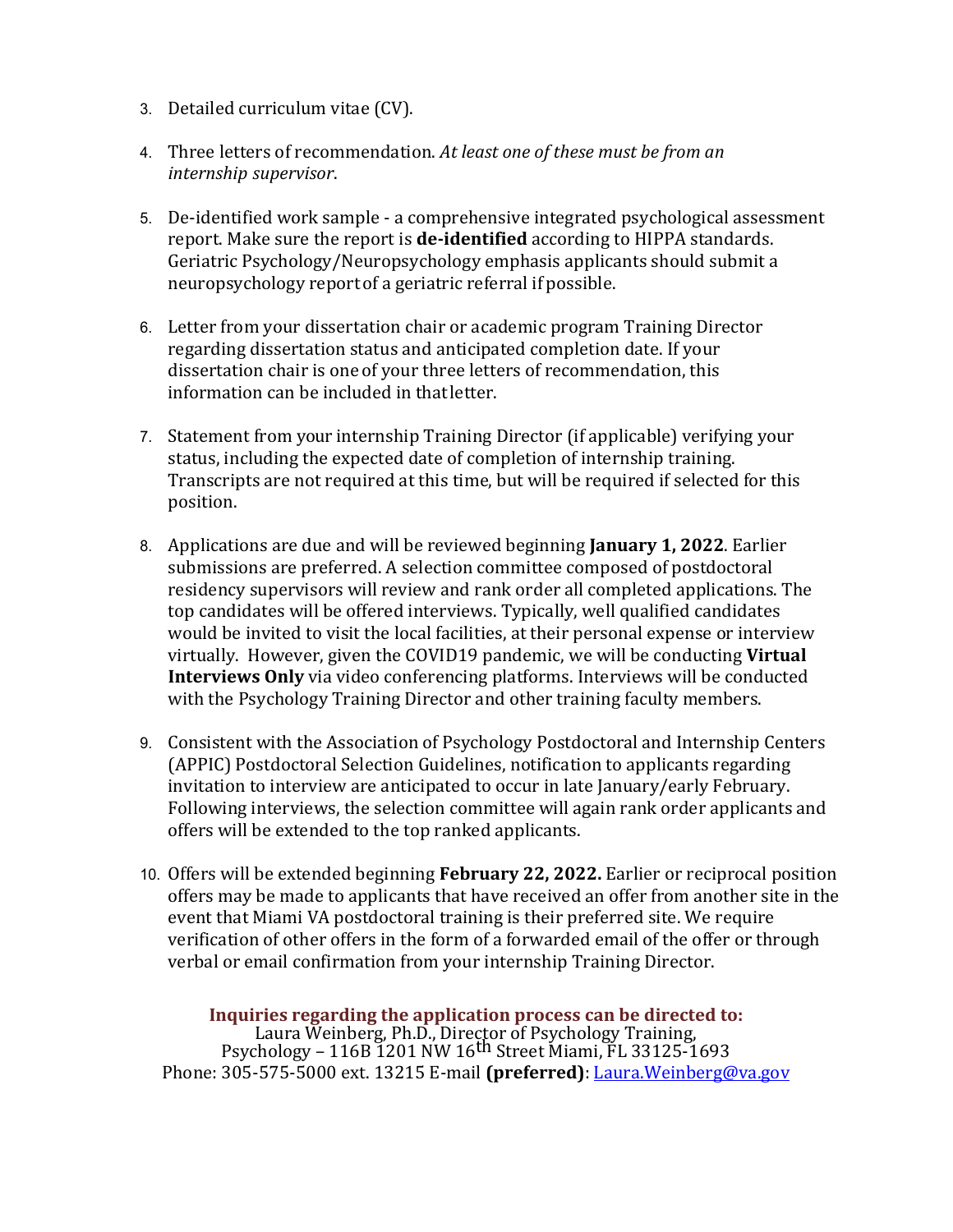3. Detailed curriculum vitae (CV).

4. Three letters of recommendation. *At least one of these must be from an internship supervisor*.

5. De-identified work sample - a comprehensive integrated psychological assessment report. Make sure the report is **de-identified** according to HIPPA standards. Geriatric Psychology/Neuropsychology emphasis applicants should submit a neuropsychology report of a geriatric referral if possible.

6. Letter from your dissertation chair or academic program Training Director regarding dissertation status and anticipated completion date. If your dissertation chair is one of your three letters of recommendation, this information can be included in that letter.

7. Statement from your internship Training Director (if applicable) verifying your status, including the expected date of completion of internship training. Transcripts are not required at this time, but will be required if selected for this position.

8. Applications are due and will be reviewed beginning **January 1, 2022**. Earlier submissions are preferred. A selection committee composed of postdoctoral residency supervisors will review and rank order all completed applications. The top candidates will be offered interviews. Typically, well qualified candidates would be invited to visit the local facilities, at their personal expense or interview virtually. However, given the COVID19 pandemic, we will be conducting **Virtual Interviews Only** via video conferencing platforms. Interviews will be conducted with the Psychology Training Director and other training faculty members.

9. Consistent with the Association of Psychology Postdoctoral and Internship Centers (APPIC) Postdoctoral Selection Guidelines, notification to applicants regarding invitation to interview are anticipated to occur in late January/early February. Following interviews, the selection committee will again rank order applicants and offers will be extended to the top ranked applicants.

10. Offers will be extended beginning **February 22, 2022.** Earlier or reciprocal position offers may be made to applicants that have received an offer from another site in the event that Miami VA postdoctoral training is their preferred site. We require verification of other offers in the form of a forwarded email of the offer or through verbal or email confirmation from your internship Training Director.

**Inquiries regarding the application process can be directed to:**
Laura Weinberg, Ph.D., Director of Psychology Training,
Psychology – 116B 1201 NW 16th Street Miami, FL 33125-1693
Phone: 305-575-5000 ext. 13215 E-mail **(preferred)**: Laura.Weinberg@va.gov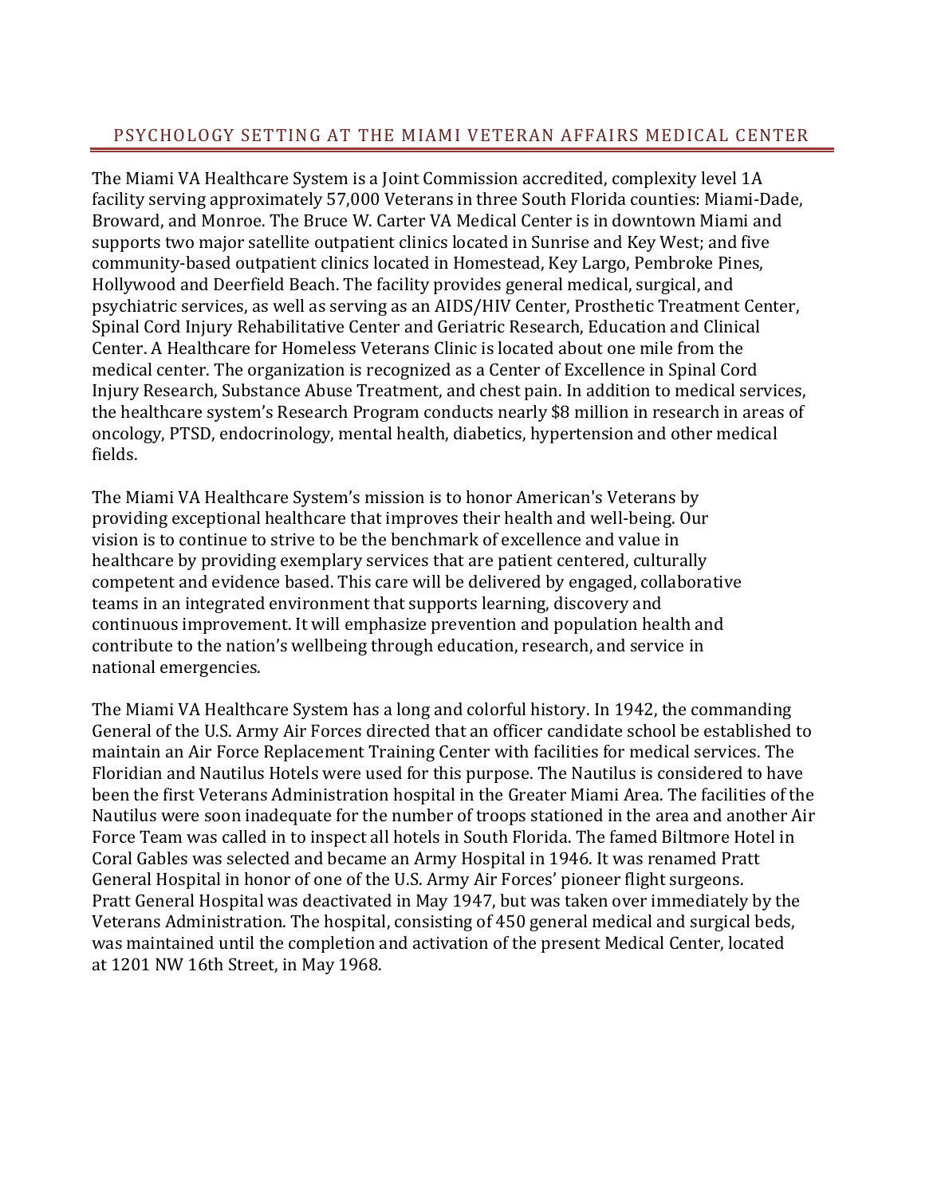## PSYCHOLOGY SETTING AT THE MIAMI VETERAN AFFAIRS MEDICAL CENTER

The Miami VA Healthcare System is a Joint Commission accredited, complexity level 1A facility serving approximately 57,000 Veterans in three South Florida counties: Miami-Dade, Broward, and Monroe. The Bruce W. Carter VA Medical Center is in downtown Miami and supports two major satellite outpatient clinics located in Sunrise and Key West; and five community-based outpatient clinics located in Homestead, Key Largo, Pembroke Pines, Hollywood and Deerfield Beach. The facility provides general medical, surgical, and psychiatric services, as well as serving as an AIDS/HIV Center, Prosthetic Treatment Center, Spinal Cord Injury Rehabilitative Center and Geriatric Research, Education and Clinical Center. A Healthcare for Homeless Veterans Clinic is located about one mile from the medical center. The organization is recognized as a Center of Excellence in Spinal Cord Injury Research, Substance Abuse Treatment, and chest pain. In addition to medical services, the healthcare system's Research Program conducts nearly $8 million in research in areas of oncology, PTSD, endocrinology, mental health, diabetics, hypertension and other medical fields.

The Miami VA Healthcare System's mission is to honor American's Veterans by providing exceptional healthcare that improves their health and well-being. Our vision is to continue to strive to be the benchmark of excellence and value in healthcare by providing exemplary services that are patient centered, culturally competent and evidence based. This care will be delivered by engaged, collaborative teams in an integrated environment that supports learning, discovery and continuous improvement. It will emphasize prevention and population health and contribute to the nation's wellbeing through education, research, and service in national emergencies.

The Miami VA Healthcare System has a long and colorful history. In 1942, the commanding General of the U.S. Army Air Forces directed that an officer candidate school be established to maintain an Air Force Replacement Training Center with facilities for medical services. The Floridian and Nautilus Hotels were used for this purpose. The Nautilus is considered to have been the first Veterans Administration hospital in the Greater Miami Area. The facilities of the Nautilus were soon inadequate for the number of troops stationed in the area and another Air Force Team was called in to inspect all hotels in South Florida. The famed Biltmore Hotel in Coral Gables was selected and became an Army Hospital in 1946. It was renamed Pratt General Hospital in honor of one of the U.S. Army Air Forces' pioneer flight surgeons. Pratt General Hospital was deactivated in May 1947, but was taken over immediately by the Veterans Administration. The hospital, consisting of 450 general medical and surgical beds, was maintained until the completion and activation of the present Medical Center, located at 1201 NW 16th Street, in May 1968.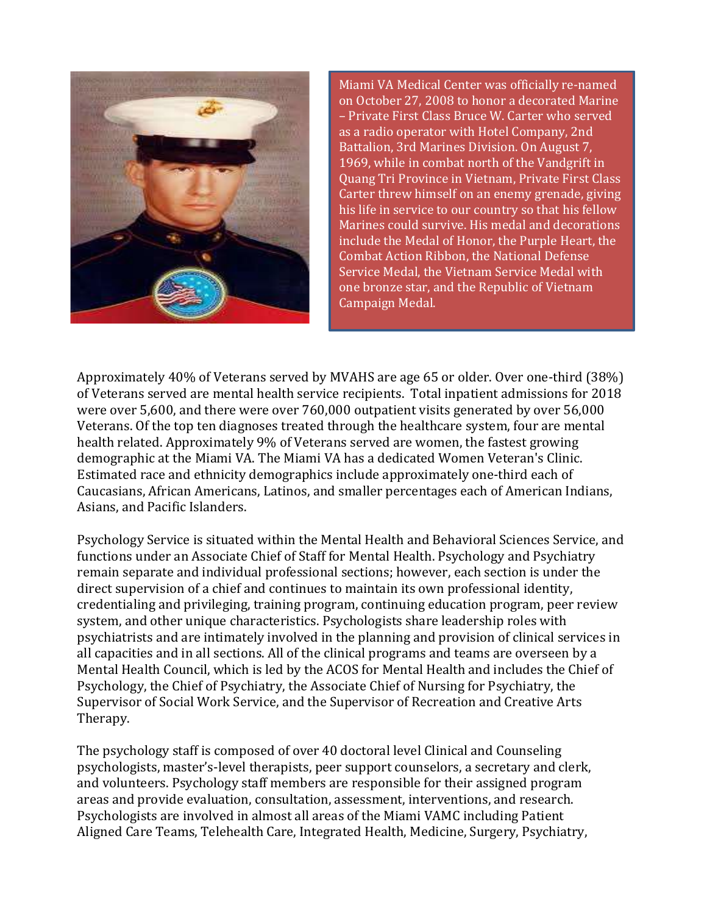Miami VA Medical Center was officially re-named on October 27, 2008 to honor a decorated Marine – Private First Class Bruce W. Carter who served as a radio operator with Hotel Company, 2nd Battalion, 3rd Marines Division. On August 7, 1969, while in combat north of the Vandgrift in Quang Tri Province in Vietnam, Private First Class Carter threw himself on an enemy grenade, giving his life in service to our country so that his fellow Marines could survive. His medal and decorations include the Medal of Honor, the Purple Heart, the Combat Action Ribbon, the National Defense Service Medal, the Vietnam Service Medal with one bronze star, and the Republic of Vietnam Campaign Medal.

Approximately 40% of Veterans served by MVAHS are age 65 or older. Over one-third (38%) of Veterans served are mental health service recipients. Total inpatient admissions for 2018 were over 5,600, and there were over 760,000 outpatient visits generated by over 56,000 Veterans. Of the top ten diagnoses treated through the healthcare system, four are mental health related. Approximately 9% of Veterans served are women, the fastest growing demographic at the Miami VA. The Miami VA has a dedicated Women Veteran's Clinic. Estimated race and ethnicity demographics include approximately one-third each of Caucasians, African Americans, Latinos, and smaller percentages each of American Indians, Asians, and Pacific Islanders.

Psychology Service is situated within the Mental Health and Behavioral Sciences Service, and functions under an Associate Chief of Staff for Mental Health. Psychology and Psychiatry remain separate and individual professional sections; however, each section is under the direct supervision of a chief and continues to maintain its own professional identity, credentialing and privileging, training program, continuing education program, peer review system, and other unique characteristics. Psychologists share leadership roles with psychiatrists and are intimately involved in the planning and provision of clinical services in all capacities and in all sections. All of the clinical programs and teams are overseen by a Mental Health Council, which is led by the ACOS for Mental Health and includes the Chief of Psychology, the Chief of Psychiatry, the Associate Chief of Nursing for Psychiatry, the Supervisor of Social Work Service, and the Supervisor of Recreation and Creative Arts Therapy.

The psychology staff is composed of over 40 doctoral level Clinical and Counseling psychologists, master's-level therapists, peer support counselors, a secretary and clerk, and volunteers. Psychology staff members are responsible for their assigned program areas and provide evaluation, consultation, assessment, interventions, and research. Psychologists are involved in almost all areas of the Miami VAMC including Patient Aligned Care Teams, Telehealth Care, Integrated Health, Medicine, Surgery, Psychiatry,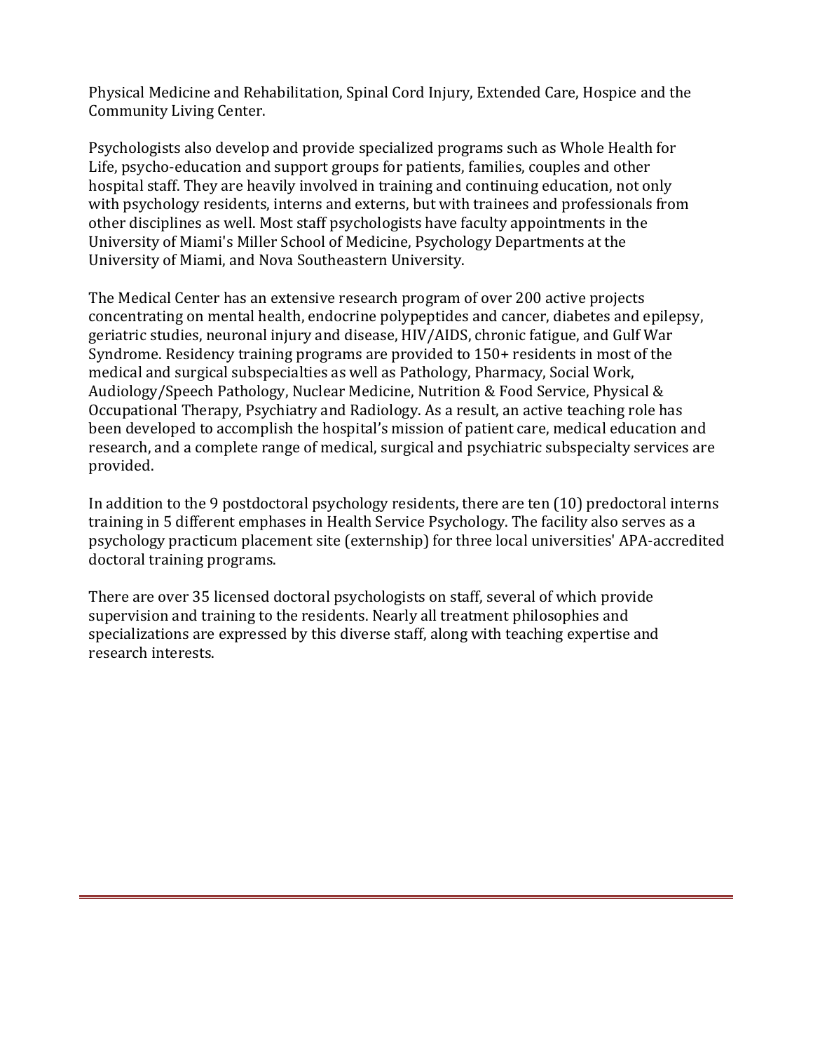Physical Medicine and Rehabilitation, Spinal Cord Injury, Extended Care, Hospice and the Community Living Center.

Psychologists also develop and provide specialized programs such as Whole Health for Life, psycho-education and support groups for patients, families, couples and other hospital staff. They are heavily involved in training and continuing education, not only with psychology residents, interns and externs, but with trainees and professionals from other disciplines as well. Most staff psychologists have faculty appointments in the University of Miami's Miller School of Medicine, Psychology Departments at the University of Miami, and Nova Southeastern University.

The Medical Center has an extensive research program of over 200 active projects concentrating on mental health, endocrine polypeptides and cancer, diabetes and epilepsy, geriatric studies, neuronal injury and disease, HIV/AIDS, chronic fatigue, and Gulf War Syndrome. Residency training programs are provided to 150+ residents in most of the medical and surgical subspecialties as well as Pathology, Pharmacy, Social Work, Audiology/Speech Pathology, Nuclear Medicine, Nutrition & Food Service, Physical & Occupational Therapy, Psychiatry and Radiology. As a result, an active teaching role has been developed to accomplish the hospital's mission of patient care, medical education and research, and a complete range of medical, surgical and psychiatric subspecialty services are provided.

In addition to the 9 postdoctoral psychology residents, there are ten (10) predoctoral interns training in 5 different emphases in Health Service Psychology. The facility also serves as a psychology practicum placement site (externship) for three local universities' APA-accredited doctoral training programs.

There are over 35 licensed doctoral psychologists on staff, several of which provide supervision and training to the residents. Nearly all treatment philosophies and specializations are expressed by this diverse staff, along with teaching expertise and research interests.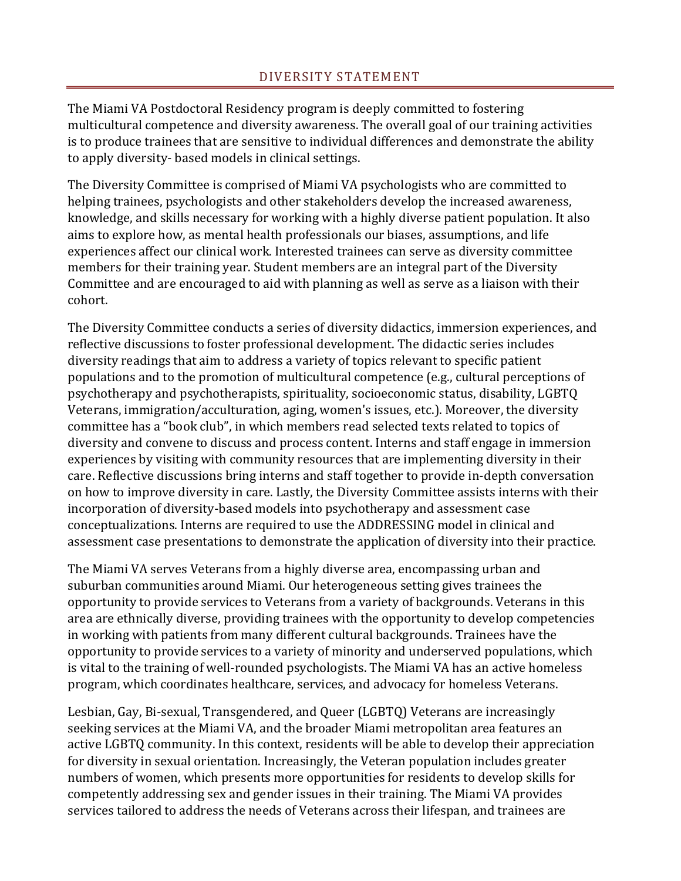# DIVERSITY STATEMENT

The Miami VA Postdoctoral Residency program is deeply committed to fostering multicultural competence and diversity awareness. The overall goal of our training activities is to produce trainees that are sensitive to individual differences and demonstrate the ability to apply diversity- based models in clinical settings.

The Diversity Committee is comprised of Miami VA psychologists who are committed to helping trainees, psychologists and other stakeholders develop the increased awareness, knowledge, and skills necessary for working with a highly diverse patient population. It also aims to explore how, as mental health professionals our biases, assumptions, and life experiences affect our clinical work. Interested trainees can serve as diversity committee members for their training year. Student members are an integral part of the Diversity Committee and are encouraged to aid with planning as well as serve as a liaison with their cohort.

The Diversity Committee conducts a series of diversity didactics, immersion experiences, and reflective discussions to foster professional development. The didactic series includes diversity readings that aim to address a variety of topics relevant to specific patient populations and to the promotion of multicultural competence (e.g., cultural perceptions of psychotherapy and psychotherapists, spirituality, socioeconomic status, disability, LGBTQ Veterans, immigration/acculturation, aging, women's issues, etc.). Moreover, the diversity committee has a "book club", in which members read selected texts related to topics of diversity and convene to discuss and process content. Interns and staff engage in immersion experiences by visiting with community resources that are implementing diversity in their care. Reflective discussions bring interns and staff together to provide in-depth conversation on how to improve diversity in care. Lastly, the Diversity Committee assists interns with their incorporation of diversity-based models into psychotherapy and assessment case conceptualizations. Interns are required to use the ADDRESSING model in clinical and assessment case presentations to demonstrate the application of diversity into their practice.

The Miami VA serves Veterans from a highly diverse area, encompassing urban and suburban communities around Miami. Our heterogeneous setting gives trainees the opportunity to provide services to Veterans from a variety of backgrounds. Veterans in this area are ethnically diverse, providing trainees with the opportunity to develop competencies in working with patients from many different cultural backgrounds. Trainees have the opportunity to provide services to a variety of minority and underserved populations, which is vital to the training of well-rounded psychologists. The Miami VA has an active homeless program, which coordinates healthcare, services, and advocacy for homeless Veterans.

Lesbian, Gay, Bi-sexual, Transgendered, and Queer (LGBTQ) Veterans are increasingly seeking services at the Miami VA, and the broader Miami metropolitan area features an active LGBTQ community. In this context, residents will be able to develop their appreciation for diversity in sexual orientation. Increasingly, the Veteran population includes greater numbers of women, which presents more opportunities for residents to develop skills for competently addressing sex and gender issues in their training. The Miami VA provides services tailored to address the needs of Veterans across their lifespan, and trainees are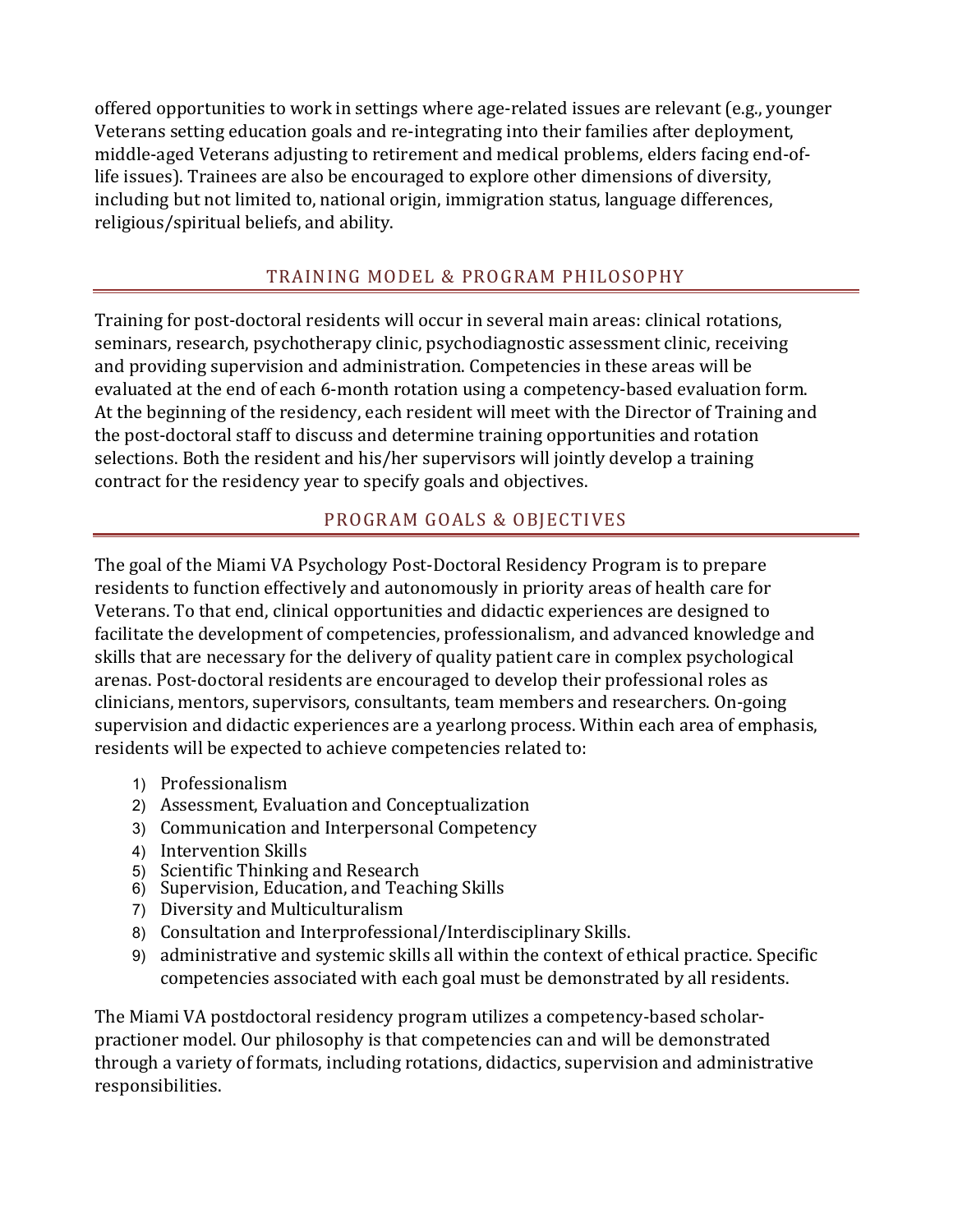offered opportunities to work in settings where age-related issues are relevant (e.g., younger Veterans setting education goals and re-integrating into their families after deployment, middle-aged Veterans adjusting to retirement and medical problems, elders facing end-of-life issues). Trainees are also be encouraged to explore other dimensions of diversity, including but not limited to, national origin, immigration status, language differences, religious/spiritual beliefs, and ability.

## TRAINING MODEL & PROGRAM PHILOSOPHY

Training for post-doctoral residents will occur in several main areas: clinical rotations, seminars, research, psychotherapy clinic, psychodiagnostic assessment clinic, receiving and providing supervision and administration. Competencies in these areas will be evaluated at the end of each 6-month rotation using a competency-based evaluation form. At the beginning of the residency, each resident will meet with the Director of Training and the post-doctoral staff to discuss and determine training opportunities and rotation selections. Both the resident and his/her supervisors will jointly develop a training contract for the residency year to specify goals and objectives.

## PROGRAM GOALS & OBJECTIVES

The goal of the Miami VA Psychology Post-Doctoral Residency Program is to prepare residents to function effectively and autonomously in priority areas of health care for Veterans. To that end, clinical opportunities and didactic experiences are designed to facilitate the development of competencies, professionalism, and advanced knowledge and skills that are necessary for the delivery of quality patient care in complex psychological arenas. Post-doctoral residents are encouraged to develop their professional roles as clinicians, mentors, supervisors, consultants, team members and researchers. On-going supervision and didactic experiences are a yearlong process. Within each area of emphasis, residents will be expected to achieve competencies related to:

1) Professionalism
2) Assessment, Evaluation and Conceptualization
3) Communication and Interpersonal Competency
4) Intervention Skills
5) Scientific Thinking and Research
6) Supervision, Education, and Teaching Skills
7) Diversity and Multiculturalism
8) Consultation and Interprofessional/Interdisciplinary Skills.
9) administrative and systemic skills all within the context of ethical practice. Specific competencies associated with each goal must be demonstrated by all residents.

The Miami VA postdoctoral residency program utilizes a competency-based scholar-practioner model. Our philosophy is that competencies can and will be demonstrated through a variety of formats, including rotations, didactics, supervision and administrative responsibilities.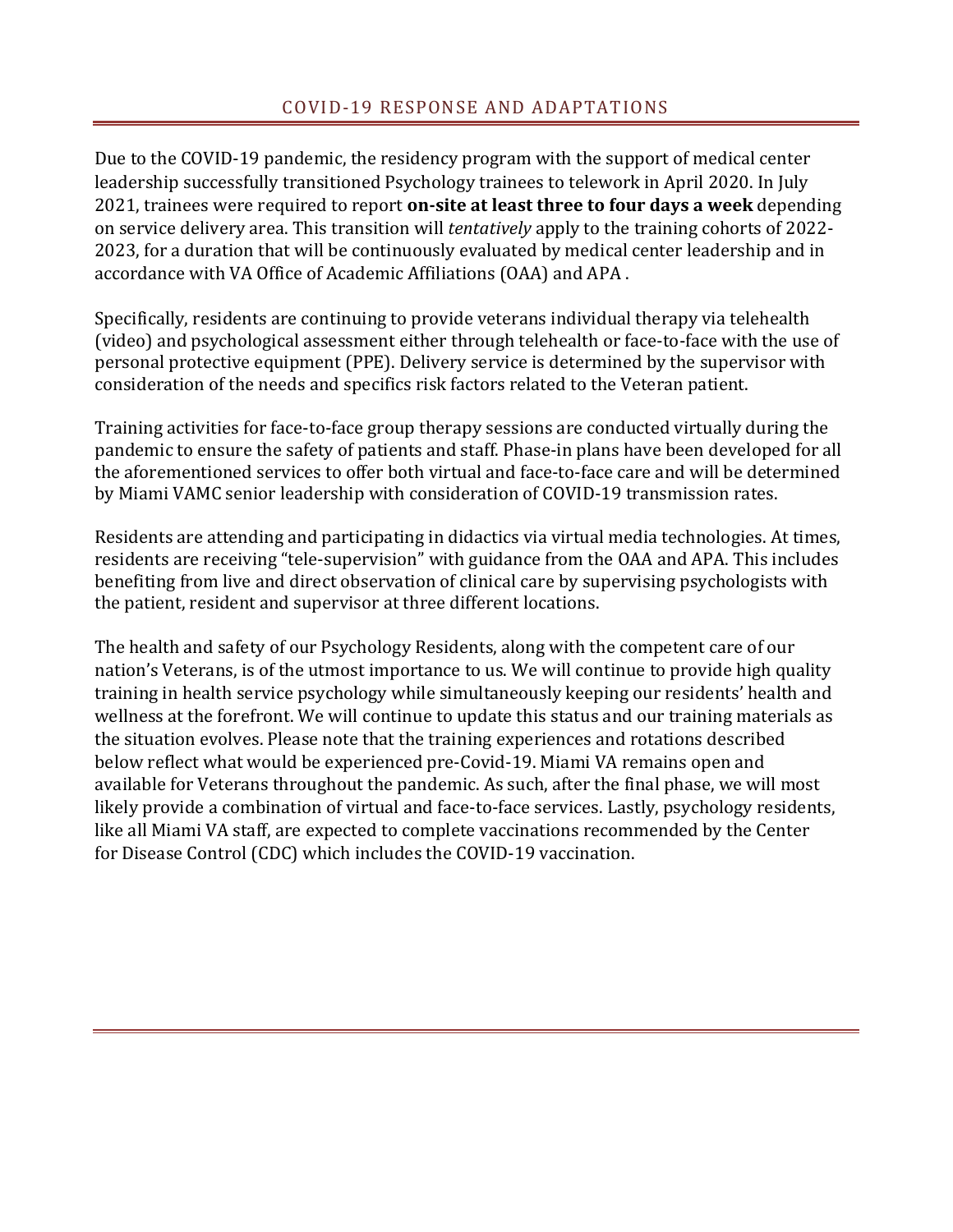## COVID-19 RESPONSE AND ADAPTATIONS

Due to the COVID-19 pandemic, the residency program with the support of medical center leadership successfully transitioned Psychology trainees to telework in April 2020. In July 2021, trainees were required to report **on-site at least three to four days a week** depending on service delivery area. This transition will *tentatively* apply to the training cohorts of 2022-2023, for a duration that will be continuously evaluated by medical center leadership and in accordance with VA Office of Academic Affiliations (OAA) and APA .

Specifically, residents are continuing to provide veterans individual therapy via telehealth (video) and psychological assessment either through telehealth or face-to-face with the use of personal protective equipment (PPE). Delivery service is determined by the supervisor with consideration of the needs and specifics risk factors related to the Veteran patient.

Training activities for face-to-face group therapy sessions are conducted virtually during the pandemic to ensure the safety of patients and staff. Phase-in plans have been developed for all the aforementioned services to offer both virtual and face-to-face care and will be determined by Miami VAMC senior leadership with consideration of COVID-19 transmission rates.

Residents are attending and participating in didactics via virtual media technologies. At times, residents are receiving "tele-supervision" with guidance from the OAA and APA. This includes benefiting from live and direct observation of clinical care by supervising psychologists with the patient, resident and supervisor at three different locations.

The health and safety of our Psychology Residents, along with the competent care of our nation's Veterans, is of the utmost importance to us. We will continue to provide high quality training in health service psychology while simultaneously keeping our residents' health and wellness at the forefront. We will continue to update this status and our training materials as the situation evolves. Please note that the training experiences and rotations described below reflect what would be experienced pre-Covid-19. Miami VA remains open and available for Veterans throughout the pandemic. As such, after the final phase, we will most likely provide a combination of virtual and face-to-face services. Lastly, psychology residents, like all Miami VA staff, are expected to complete vaccinations recommended by the Center for Disease Control (CDC) which includes the COVID-19 vaccination.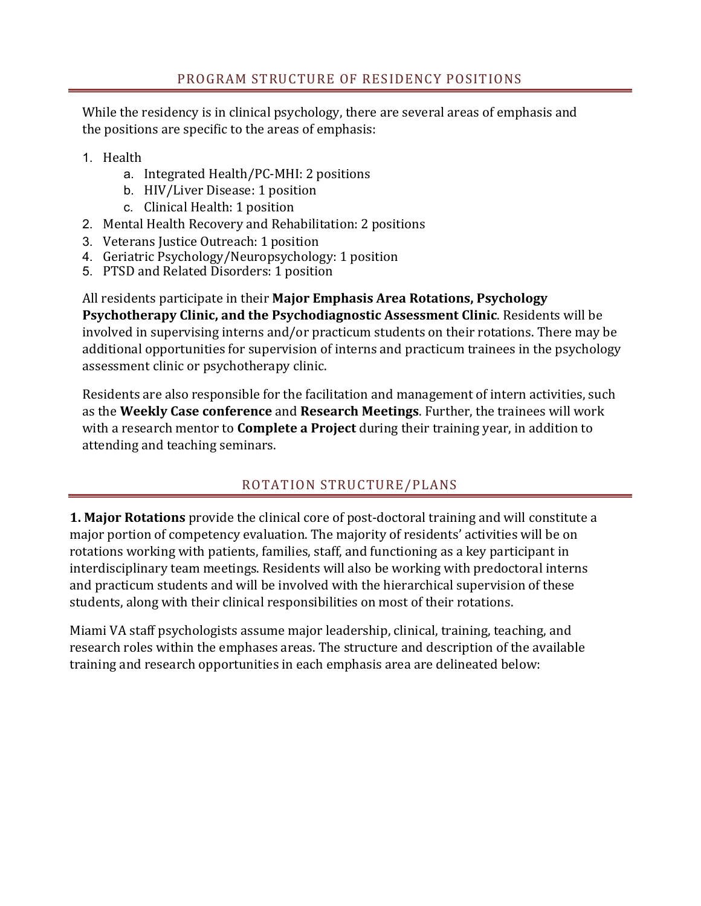## PROGRAM STRUCTURE OF RESIDENCY POSITIONS

While the residency is in clinical psychology, there are several areas of emphasis and the positions are specific to the areas of emphasis:

1. Health
    a. Integrated Health/PC-MHI: 2 positions
    b. HIV/Liver Disease: 1 position
    c. Clinical Health: 1 position
2. Mental Health Recovery and Rehabilitation: 2 positions
3. Veterans Justice Outreach: 1 position
4. Geriatric Psychology/Neuropsychology: 1 position
5. PTSD and Related Disorders: 1 position

All residents participate in their **Major Emphasis Area Rotations, Psychology Psychotherapy Clinic, and the Psychodiagnostic Assessment Clinic**. Residents will be involved in supervising interns and/or practicum students on their rotations. There may be additional opportunities for supervision of interns and practicum trainees in the psychology assessment clinic or psychotherapy clinic.

Residents are also responsible for the facilitation and management of intern activities, such as the **Weekly Case conference** and **Research Meetings**. Further, the trainees will work with a research mentor to **Complete a Project** during their training year, in addition to attending and teaching seminars.

## ROTATION STRUCTURE/PLANS

**1. Major Rotations** provide the clinical core of post-doctoral training and will constitute a major portion of competency evaluation. The majority of residents' activities will be on rotations working with patients, families, staff, and functioning as a key participant in interdisciplinary team meetings. Residents will also be working with predoctoral interns and practicum students and will be involved with the hierarchical supervision of these students, along with their clinical responsibilities on most of their rotations.

Miami VA staff psychologists assume major leadership, clinical, training, teaching, and research roles within the emphases areas. The structure and description of the available training and research opportunities in each emphasis area are delineated below: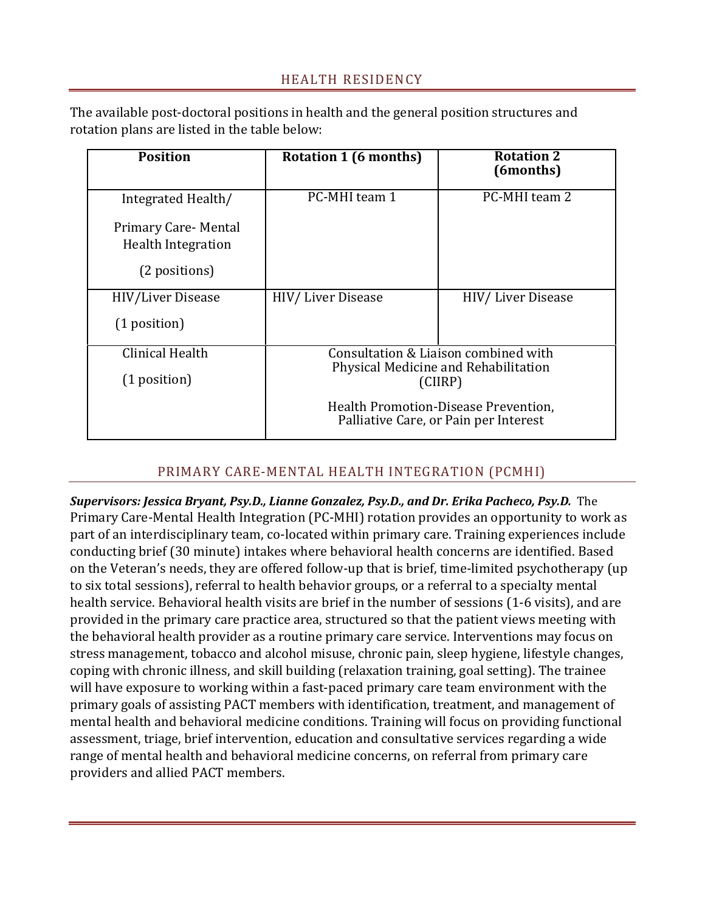## HEALTH RESIDENCY

The available post-doctoral positions in health and the general position structures and rotation plans are listed in the table below:

| Position | Rotation 1 (6 months) | Rotation 2 (6months) |
|---|---|---|
| Integrated Health/ Primary Care- Mental Health Integration (2 positions) | PC-MHI team 1 | PC-MHI team 2 |
| HIV/Liver Disease (1 position) | HIV/ Liver Disease | HIV/ Liver Disease |
| Clinical Health (1 position) | Consultation & Liaison combined with Physical Medicine and Rehabilitation (CIIRP) Health Promotion-Disease Prevention, Palliative Care, or Pain per Interest | |

## PRIMARY CARE-MENTAL HEALTH INTEGRATION (PCMHI)

***Supervisors: Jessica Bryant, Psy.D., Lianne Gonzalez, Psy.D., and Dr. Erika Pacheco, Psy.D.*** The Primary Care-Mental Health Integration (PC-MHI) rotation provides an opportunity to work as part of an interdisciplinary team, co-located within primary care. Training experiences include conducting brief (30 minute) intakes where behavioral health concerns are identified. Based on the Veteran's needs, they are offered follow-up that is brief, time-limited psychotherapy (up to six total sessions), referral to health behavior groups, or a referral to a specialty mental health service. Behavioral health visits are brief in the number of sessions (1-6 visits), and are provided in the primary care practice area, structured so that the patient views meeting with the behavioral health provider as a routine primary care service. Interventions may focus on stress management, tobacco and alcohol misuse, chronic pain, sleep hygiene, lifestyle changes, coping with chronic illness, and skill building (relaxation training, goal setting). The trainee will have exposure to working within a fast-paced primary care team environment with the primary goals of assisting PACT members with identification, treatment, and management of mental health and behavioral medicine conditions. Training will focus on providing functional assessment, triage, brief intervention, education and consultative services regarding a wide range of mental health and behavioral medicine concerns, on referral from primary care providers and allied PACT members.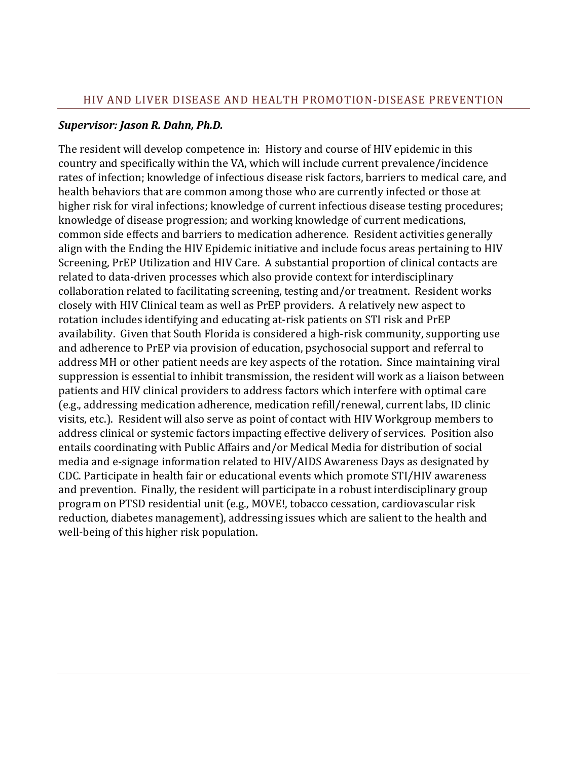## HIV AND LIVER DISEASE AND HEALTH PROMOTION-DISEASE PREVENTION

***Supervisor: Jason R. Dahn, Ph.D.***

The resident will develop competence in: History and course of HIV epidemic in this country and specifically within the VA, which will include current prevalence/incidence rates of infection; knowledge of infectious disease risk factors, barriers to medical care, and health behaviors that are common among those who are currently infected or those at higher risk for viral infections; knowledge of current infectious disease testing procedures; knowledge of disease progression; and working knowledge of current medications, common side effects and barriers to medication adherence. Resident activities generally align with the Ending the HIV Epidemic initiative and include focus areas pertaining to HIV Screening, PrEP Utilization and HIV Care. A substantial proportion of clinical contacts are related to data-driven processes which also provide context for interdisciplinary collaboration related to facilitating screening, testing and/or treatment. Resident works closely with HIV Clinical team as well as PrEP providers. A relatively new aspect to rotation includes identifying and educating at-risk patients on STI risk and PrEP availability. Given that South Florida is considered a high-risk community, supporting use and adherence to PrEP via provision of education, psychosocial support and referral to address MH or other patient needs are key aspects of the rotation. Since maintaining viral suppression is essential to inhibit transmission, the resident will work as a liaison between patients and HIV clinical providers to address factors which interfere with optimal care (e.g., addressing medication adherence, medication refill/renewal, current labs, ID clinic visits, etc.). Resident will also serve as point of contact with HIV Workgroup members to address clinical or systemic factors impacting effective delivery of services. Position also entails coordinating with Public Affairs and/or Medical Media for distribution of social media and e-signage information related to HIV/AIDS Awareness Days as designated by CDC. Participate in health fair or educational events which promote STI/HIV awareness and prevention. Finally, the resident will participate in a robust interdisciplinary group program on PTSD residential unit (e.g., MOVE!, tobacco cessation, cardiovascular risk reduction, diabetes management), addressing issues which are salient to the health and well-being of this higher risk population.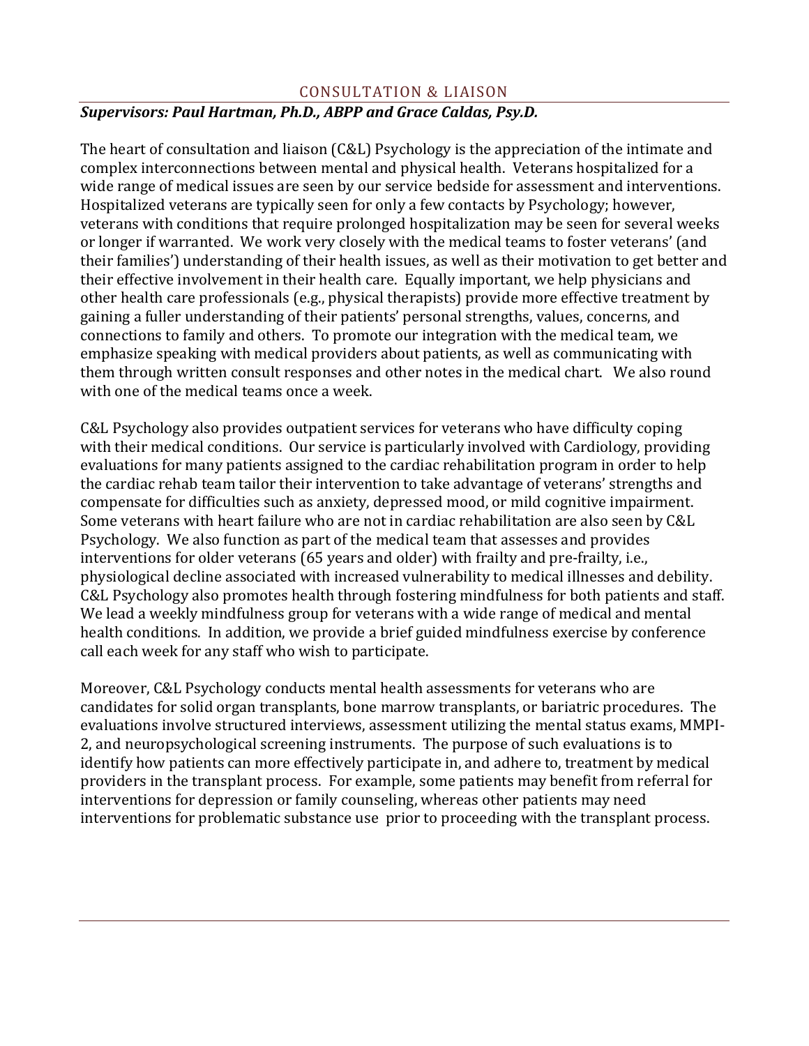## CONSULTATION & LIAISON

***Supervisors: Paul Hartman, Ph.D., ABPP and Grace Caldas, Psy.D.***

The heart of consultation and liaison (C&L) Psychology is the appreciation of the intimate and complex interconnections between mental and physical health. Veterans hospitalized for a wide range of medical issues are seen by our service bedside for assessment and interventions. Hospitalized veterans are typically seen for only a few contacts by Psychology; however, veterans with conditions that require prolonged hospitalization may be seen for several weeks or longer if warranted. We work very closely with the medical teams to foster veterans' (and their families') understanding of their health issues, as well as their motivation to get better and their effective involvement in their health care. Equally important, we help physicians and other health care professionals (e.g., physical therapists) provide more effective treatment by gaining a fuller understanding of their patients' personal strengths, values, concerns, and connections to family and others. To promote our integration with the medical team, we emphasize speaking with medical providers about patients, as well as communicating with them through written consult responses and other notes in the medical chart. We also round with one of the medical teams once a week.

C&L Psychology also provides outpatient services for veterans who have difficulty coping with their medical conditions. Our service is particularly involved with Cardiology, providing evaluations for many patients assigned to the cardiac rehabilitation program in order to help the cardiac rehab team tailor their intervention to take advantage of veterans' strengths and compensate for difficulties such as anxiety, depressed mood, or mild cognitive impairment. Some veterans with heart failure who are not in cardiac rehabilitation are also seen by C&L Psychology. We also function as part of the medical team that assesses and provides interventions for older veterans (65 years and older) with frailty and pre-frailty, i.e., physiological decline associated with increased vulnerability to medical illnesses and debility. C&L Psychology also promotes health through fostering mindfulness for both patients and staff. We lead a weekly mindfulness group for veterans with a wide range of medical and mental health conditions. In addition, we provide a brief guided mindfulness exercise by conference call each week for any staff who wish to participate.

Moreover, C&L Psychology conducts mental health assessments for veterans who are candidates for solid organ transplants, bone marrow transplants, or bariatric procedures. The evaluations involve structured interviews, assessment utilizing the mental status exams, MMPI-2, and neuropsychological screening instruments. The purpose of such evaluations is to identify how patients can more effectively participate in, and adhere to, treatment by medical providers in the transplant process. For example, some patients may benefit from referral for interventions for depression or family counseling, whereas other patients may need interventions for problematic substance use prior to proceeding with the transplant process.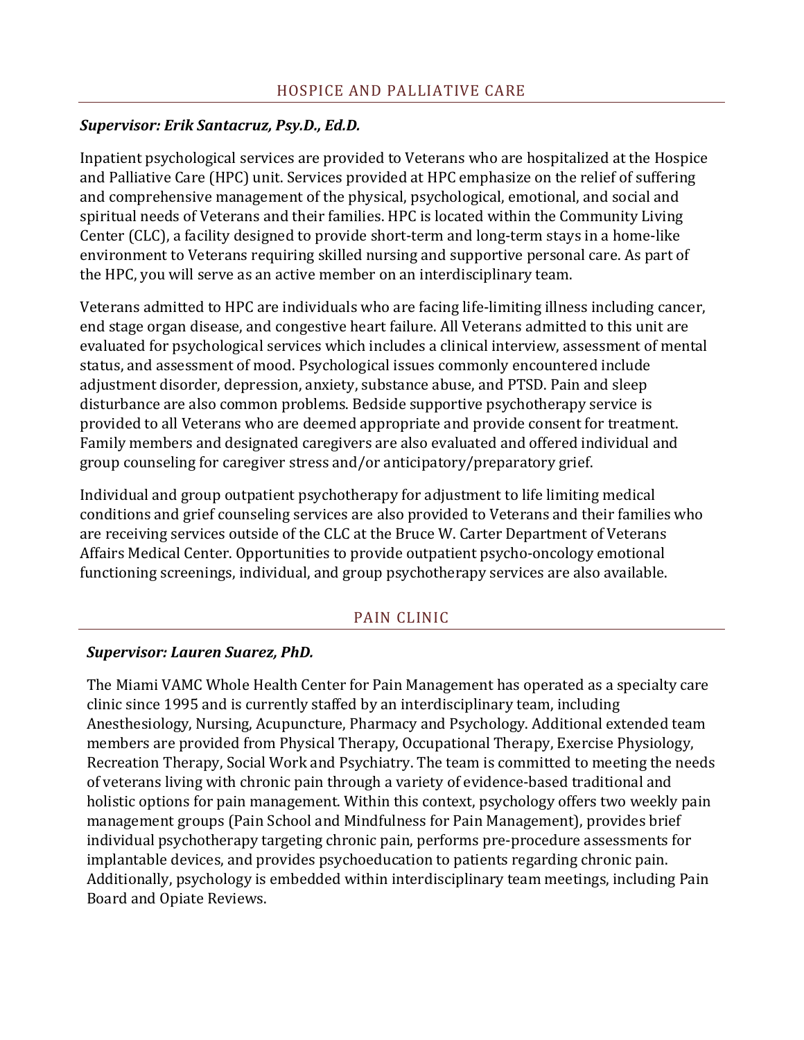## HOSPICE AND PALLIATIVE CARE

***Supervisor: Erik Santacruz, Psy.D., Ed.D.***

Inpatient psychological services are provided to Veterans who are hospitalized at the Hospice and Palliative Care (HPC) unit. Services provided at HPC emphasize on the relief of suffering and comprehensive management of the physical, psychological, emotional, and social and spiritual needs of Veterans and their families. HPC is located within the Community Living Center (CLC), a facility designed to provide short-term and long-term stays in a home-like environment to Veterans requiring skilled nursing and supportive personal care. As part of the HPC, you will serve as an active member on an interdisciplinary team.

Veterans admitted to HPC are individuals who are facing life-limiting illness including cancer, end stage organ disease, and congestive heart failure. All Veterans admitted to this unit are evaluated for psychological services which includes a clinical interview, assessment of mental status, and assessment of mood. Psychological issues commonly encountered include adjustment disorder, depression, anxiety, substance abuse, and PTSD. Pain and sleep disturbance are also common problems. Bedside supportive psychotherapy service is provided to all Veterans who are deemed appropriate and provide consent for treatment. Family members and designated caregivers are also evaluated and offered individual and group counseling for caregiver stress and/or anticipatory/preparatory grief.

Individual and group outpatient psychotherapy for adjustment to life limiting medical conditions and grief counseling services are also provided to Veterans and their families who are receiving services outside of the CLC at the Bruce W. Carter Department of Veterans Affairs Medical Center. Opportunities to provide outpatient psycho-oncology emotional functioning screenings, individual, and group psychotherapy services are also available.

## PAIN CLINIC

***Supervisor: Lauren Suarez, PhD.***

The Miami VAMC Whole Health Center for Pain Management has operated as a specialty care clinic since 1995 and is currently staffed by an interdisciplinary team, including Anesthesiology, Nursing, Acupuncture, Pharmacy and Psychology. Additional extended team members are provided from Physical Therapy, Occupational Therapy, Exercise Physiology, Recreation Therapy, Social Work and Psychiatry. The team is committed to meeting the needs of veterans living with chronic pain through a variety of evidence-based traditional and holistic options for pain management. Within this context, psychology offers two weekly pain management groups (Pain School and Mindfulness for Pain Management), provides brief individual psychotherapy targeting chronic pain, performs pre-procedure assessments for implantable devices, and provides psychoeducation to patients regarding chronic pain. Additionally, psychology is embedded within interdisciplinary team meetings, including Pain Board and Opiate Reviews.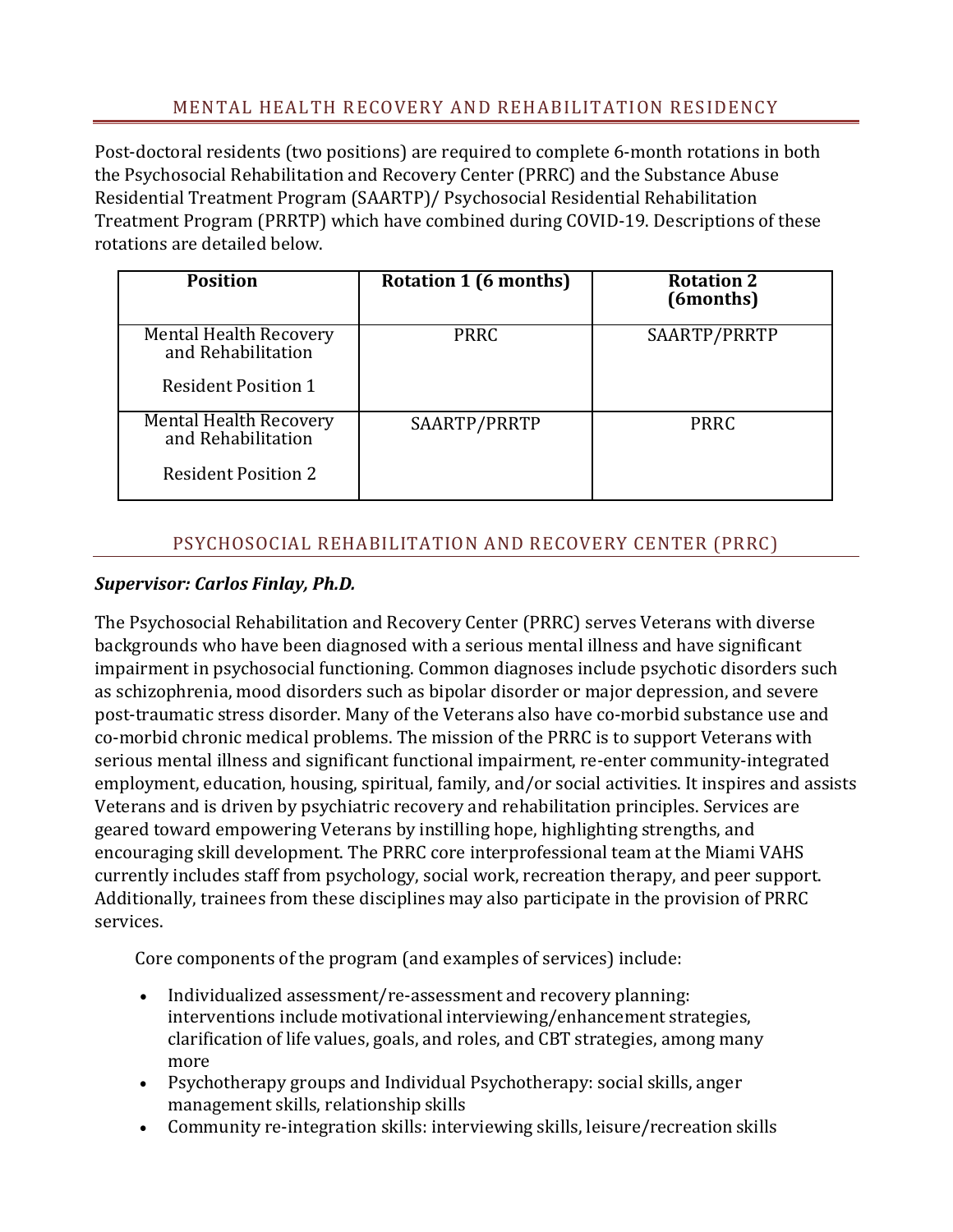## MENTAL HEALTH RECOVERY AND REHABILITATION RESIDENCY

Post-doctoral residents (two positions) are required to complete 6-month rotations in both the Psychosocial Rehabilitation and Recovery Center (PRRC) and the Substance Abuse Residential Treatment Program (SAARTP)/ Psychosocial Residential Rehabilitation Treatment Program (PRRTP) which have combined during COVID-19. Descriptions of these rotations are detailed below.

| Position | Rotation 1 (6 months) | Rotation 2 (6months) |
|---|---|---|
| Mental Health Recovery and Rehabilitation Resident Position 1 | PRRC | SAARTP/PRRTP |
| Mental Health Recovery and Rehabilitation Resident Position 2 | SAARTP/PRRTP | PRRC |

## PSYCHOSOCIAL REHABILITATION AND RECOVERY CENTER (PRRC)

***Supervisor: Carlos Finlay, Ph.D.***

The Psychosocial Rehabilitation and Recovery Center (PRRC) serves Veterans with diverse backgrounds who have been diagnosed with a serious mental illness and have significant impairment in psychosocial functioning. Common diagnoses include psychotic disorders such as schizophrenia, mood disorders such as bipolar disorder or major depression, and severe post-traumatic stress disorder. Many of the Veterans also have co-morbid substance use and co-morbid chronic medical problems. The mission of the PRRC is to support Veterans with serious mental illness and significant functional impairment, re-enter community-integrated employment, education, housing, spiritual, family, and/or social activities. It inspires and assists Veterans and is driven by psychiatric recovery and rehabilitation principles. Services are geared toward empowering Veterans by instilling hope, highlighting strengths, and encouraging skill development. The PRRC core interprofessional team at the Miami VAHS currently includes staff from psychology, social work, recreation therapy, and peer support. Additionally, trainees from these disciplines may also participate in the provision of PRRC services.

Core components of the program (and examples of services) include:

- Individualized assessment/re-assessment and recovery planning: interventions include motivational interviewing/enhancement strategies, clarification of life values, goals, and roles, and CBT strategies, among many more
- Psychotherapy groups and Individual Psychotherapy: social skills, anger management skills, relationship skills
- Community re-integration skills: interviewing skills, leisure/recreation skills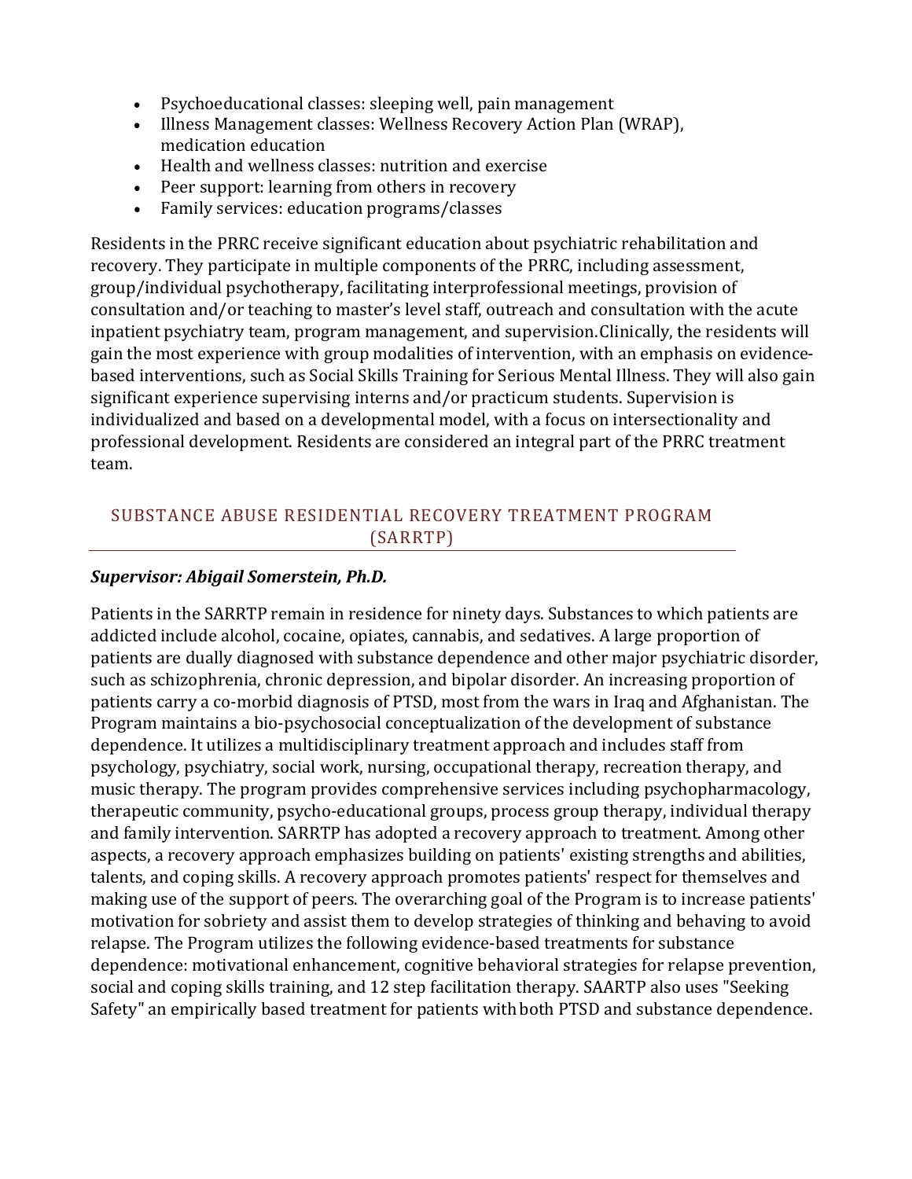- Psychoeducational classes: sleeping well, pain management
- Illness Management classes: Wellness Recovery Action Plan (WRAP), medication education
- Health and wellness classes: nutrition and exercise
- Peer support: learning from others in recovery
- Family services: education programs/classes

Residents in the PRRC receive significant education about psychiatric rehabilitation and recovery. They participate in multiple components of the PRRC, including assessment, group/individual psychotherapy, facilitating interprofessional meetings, provision of consultation and/or teaching to master's level staff, outreach and consultation with the acute inpatient psychiatry team, program management, and supervision.Clinically, the residents will gain the most experience with group modalities of intervention, with an emphasis on evidence-based interventions, such as Social Skills Training for Serious Mental Illness. They will also gain significant experience supervising interns and/or practicum students. Supervision is individualized and based on a developmental model, with a focus on intersectionality and professional development. Residents are considered an integral part of the PRRC treatment team.

## SUBSTANCE ABUSE RESIDENTIAL RECOVERY TREATMENT PROGRAM (SARRTP)

***Supervisor: Abigail Somerstein, Ph.D.***

Patients in the SARRTP remain in residence for ninety days. Substances to which patients are addicted include alcohol, cocaine, opiates, cannabis, and sedatives. A large proportion of patients are dually diagnosed with substance dependence and other major psychiatric disorder, such as schizophrenia, chronic depression, and bipolar disorder. An increasing proportion of patients carry a co-morbid diagnosis of PTSD, most from the wars in Iraq and Afghanistan. The Program maintains a bio-psychosocial conceptualization of the development of substance dependence. It utilizes a multidisciplinary treatment approach and includes staff from psychology, psychiatry, social work, nursing, occupational therapy, recreation therapy, and music therapy. The program provides comprehensive services including psychopharmacology, therapeutic community, psycho-educational groups, process group therapy, individual therapy and family intervention. SARRTP has adopted a recovery approach to treatment. Among other aspects, a recovery approach emphasizes building on patients' existing strengths and abilities, talents, and coping skills. A recovery approach promotes patients' respect for themselves and making use of the support of peers. The overarching goal of the Program is to increase patients' motivation for sobriety and assist them to develop strategies of thinking and behaving to avoid relapse. The Program utilizes the following evidence-based treatments for substance dependence: motivational enhancement, cognitive behavioral strategies for relapse prevention, social and coping skills training, and 12 step facilitation therapy. SAARTP also uses "Seeking Safety" an empirically based treatment for patients with both PTSD and substance dependence.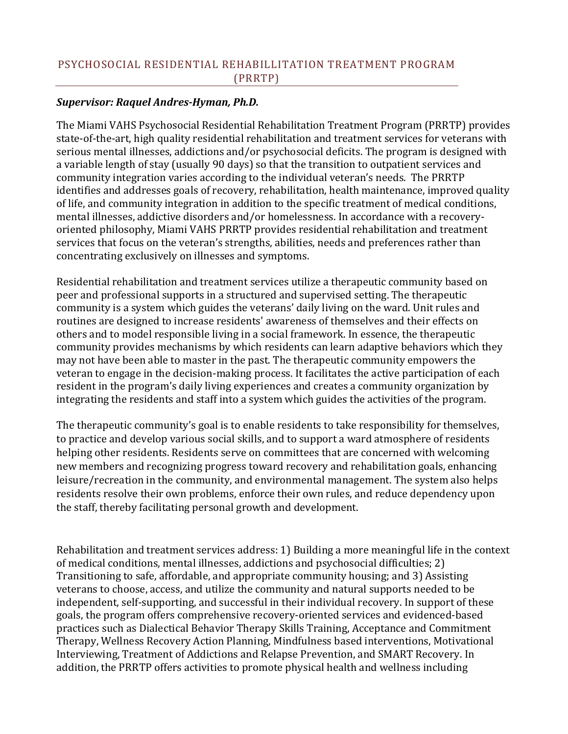## PSYCHOSOCIAL RESIDENTIAL REHABILLITATION TREATMENT PROGRAM (PRRTP)

***Supervisor: Raquel Andres-Hyman, Ph.D.***

The Miami VAHS Psychosocial Residential Rehabilitation Treatment Program (PRRTP) provides state-of-the-art, high quality residential rehabilitation and treatment services for veterans with serious mental illnesses, addictions and/or psychosocial deficits. The program is designed with a variable length of stay (usually 90 days) so that the transition to outpatient services and community integration varies according to the individual veteran's needs. The PRRTP identifies and addresses goals of recovery, rehabilitation, health maintenance, improved quality of life, and community integration in addition to the specific treatment of medical conditions, mental illnesses, addictive disorders and/or homelessness. In accordance with a recovery-oriented philosophy, Miami VAHS PRRTP provides residential rehabilitation and treatment services that focus on the veteran's strengths, abilities, needs and preferences rather than concentrating exclusively on illnesses and symptoms.

Residential rehabilitation and treatment services utilize a therapeutic community based on peer and professional supports in a structured and supervised setting. The therapeutic community is a system which guides the veterans' daily living on the ward. Unit rules and routines are designed to increase residents' awareness of themselves and their effects on others and to model responsible living in a social framework. In essence, the therapeutic community provides mechanisms by which residents can learn adaptive behaviors which they may not have been able to master in the past. The therapeutic community empowers the veteran to engage in the decision-making process. It facilitates the active participation of each resident in the program's daily living experiences and creates a community organization by integrating the residents and staff into a system which guides the activities of the program.

The therapeutic community's goal is to enable residents to take responsibility for themselves, to practice and develop various social skills, and to support a ward atmosphere of residents helping other residents. Residents serve on committees that are concerned with welcoming new members and recognizing progress toward recovery and rehabilitation goals, enhancing leisure/recreation in the community, and environmental management. The system also helps residents resolve their own problems, enforce their own rules, and reduce dependency upon the staff, thereby facilitating personal growth and development.

Rehabilitation and treatment services address: 1) Building a more meaningful life in the context of medical conditions, mental illnesses, addictions and psychosocial difficulties; 2) Transitioning to safe, affordable, and appropriate community housing; and 3) Assisting veterans to choose, access, and utilize the community and natural supports needed to be independent, self-supporting, and successful in their individual recovery. In support of these goals, the program offers comprehensive recovery-oriented services and evidenced-based practices such as Dialectical Behavior Therapy Skills Training, Acceptance and Commitment Therapy, Wellness Recovery Action Planning, Mindfulness based interventions, Motivational Interviewing, Treatment of Addictions and Relapse Prevention, and SMART Recovery. In addition, the PRRTP offers activities to promote physical health and wellness including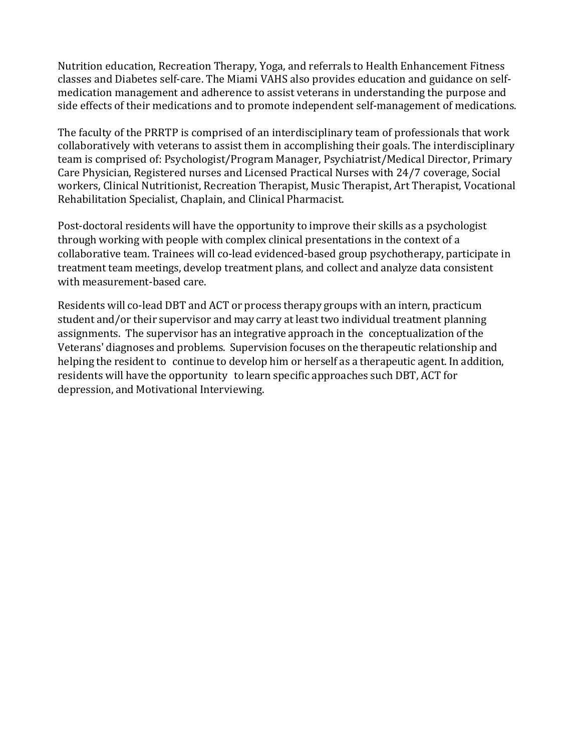Nutrition education, Recreation Therapy, Yoga, and referrals to Health Enhancement Fitness classes and Diabetes self-care. The Miami VAHS also provides education and guidance on self-medication management and adherence to assist veterans in understanding the purpose and side effects of their medications and to promote independent self-management of medications.

The faculty of the PRRTP is comprised of an interdisciplinary team of professionals that work collaboratively with veterans to assist them in accomplishing their goals. The interdisciplinary team is comprised of: Psychologist/Program Manager, Psychiatrist/Medical Director, Primary Care Physician, Registered nurses and Licensed Practical Nurses with 24/7 coverage, Social workers, Clinical Nutritionist, Recreation Therapist, Music Therapist, Art Therapist, Vocational Rehabilitation Specialist, Chaplain, and Clinical Pharmacist.

Post-doctoral residents will have the opportunity to improve their skills as a psychologist through working with people with complex clinical presentations in the context of a collaborative team. Trainees will co-lead evidenced-based group psychotherapy, participate in treatment team meetings, develop treatment plans, and collect and analyze data consistent with measurement-based care.

Residents will co-lead DBT and ACT or process therapy groups with an intern, practicum student and/or their supervisor and may carry at least two individual treatment planning assignments. The supervisor has an integrative approach in the conceptualization of the Veterans' diagnoses and problems. Supervision focuses on the therapeutic relationship and helping the resident to continue to develop him or herself as a therapeutic agent. In addition, residents will have the opportunity to learn specific approaches such DBT, ACT for depression, and Motivational Interviewing.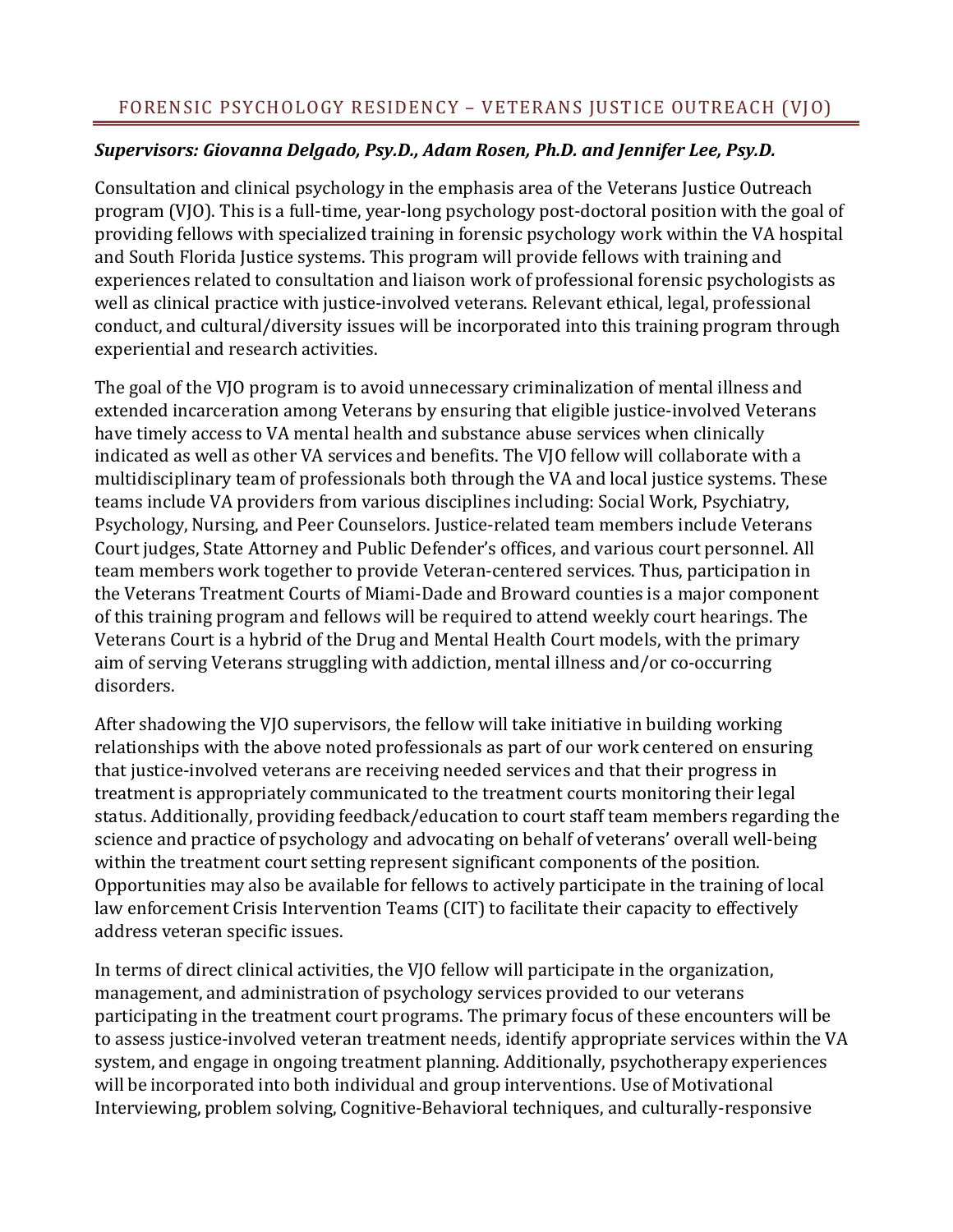## FORENSIC PSYCHOLOGY RESIDENCY – VETERANS JUSTICE OUTREACH (VJO)

***Supervisors: Giovanna Delgado, Psy.D., Adam Rosen, Ph.D. and Jennifer Lee, Psy.D.***

Consultation and clinical psychology in the emphasis area of the Veterans Justice Outreach program (VJO). This is a full-time, year-long psychology post-doctoral position with the goal of providing fellows with specialized training in forensic psychology work within the VA hospital and South Florida Justice systems. This program will provide fellows with training and experiences related to consultation and liaison work of professional forensic psychologists as well as clinical practice with justice-involved veterans. Relevant ethical, legal, professional conduct, and cultural/diversity issues will be incorporated into this training program through experiential and research activities.

The goal of the VJO program is to avoid unnecessary criminalization of mental illness and extended incarceration among Veterans by ensuring that eligible justice-involved Veterans have timely access to VA mental health and substance abuse services when clinically indicated as well as other VA services and benefits. The VJO fellow will collaborate with a multidisciplinary team of professionals both through the VA and local justice systems. These teams include VA providers from various disciplines including: Social Work, Psychiatry, Psychology, Nursing, and Peer Counselors. Justice-related team members include Veterans Court judges, State Attorney and Public Defender's offices, and various court personnel. All team members work together to provide Veteran-centered services. Thus, participation in the Veterans Treatment Courts of Miami-Dade and Broward counties is a major component of this training program and fellows will be required to attend weekly court hearings. The Veterans Court is a hybrid of the Drug and Mental Health Court models, with the primary aim of serving Veterans struggling with addiction, mental illness and/or co-occurring disorders.

After shadowing the VJO supervisors, the fellow will take initiative in building working relationships with the above noted professionals as part of our work centered on ensuring that justice-involved veterans are receiving needed services and that their progress in treatment is appropriately communicated to the treatment courts monitoring their legal status. Additionally, providing feedback/education to court staff team members regarding the science and practice of psychology and advocating on behalf of veterans' overall well-being within the treatment court setting represent significant components of the position. Opportunities may also be available for fellows to actively participate in the training of local law enforcement Crisis Intervention Teams (CIT) to facilitate their capacity to effectively address veteran specific issues.

In terms of direct clinical activities, the VJO fellow will participate in the organization, management, and administration of psychology services provided to our veterans participating in the treatment court programs. The primary focus of these encounters will be to assess justice-involved veteran treatment needs, identify appropriate services within the VA system, and engage in ongoing treatment planning. Additionally, psychotherapy experiences will be incorporated into both individual and group interventions. Use of Motivational Interviewing, problem solving, Cognitive-Behavioral techniques, and culturally-responsive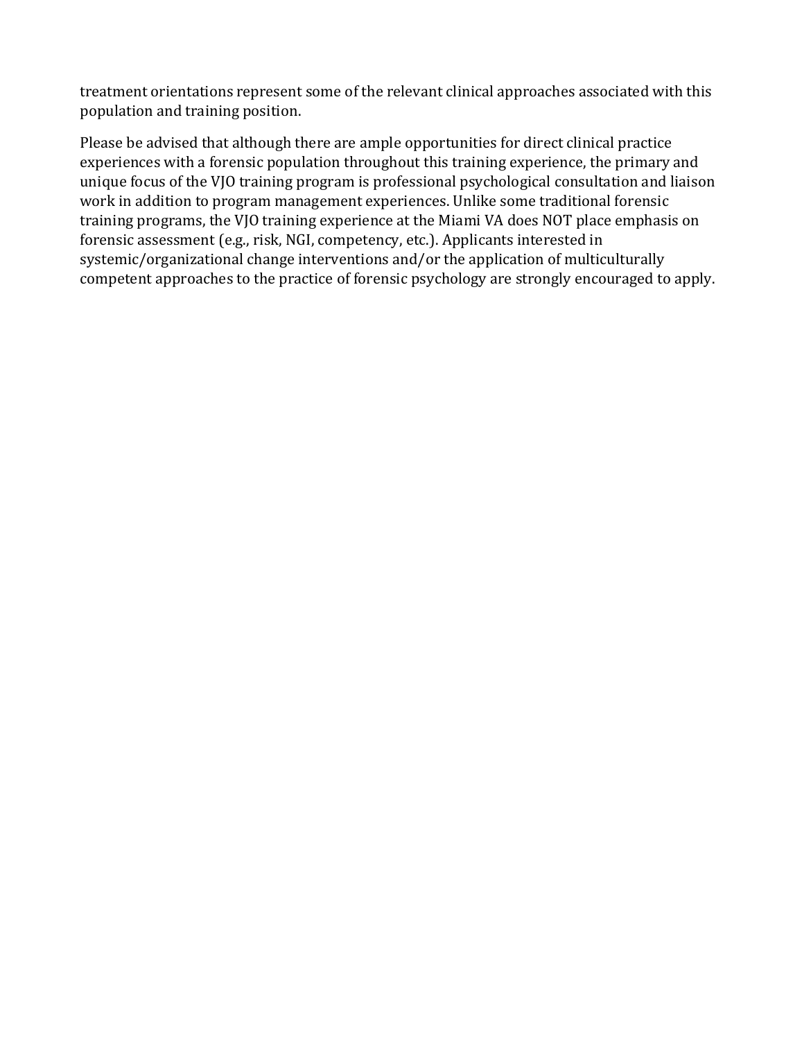treatment orientations represent some of the relevant clinical approaches associated with this population and training position.

Please be advised that although there are ample opportunities for direct clinical practice experiences with a forensic population throughout this training experience, the primary and unique focus of the VJO training program is professional psychological consultation and liaison work in addition to program management experiences. Unlike some traditional forensic training programs, the VJO training experience at the Miami VA does NOT place emphasis on forensic assessment (e.g., risk, NGI, competency, etc.). Applicants interested in systemic/organizational change interventions and/or the application of multiculturally competent approaches to the practice of forensic psychology are strongly encouraged to apply.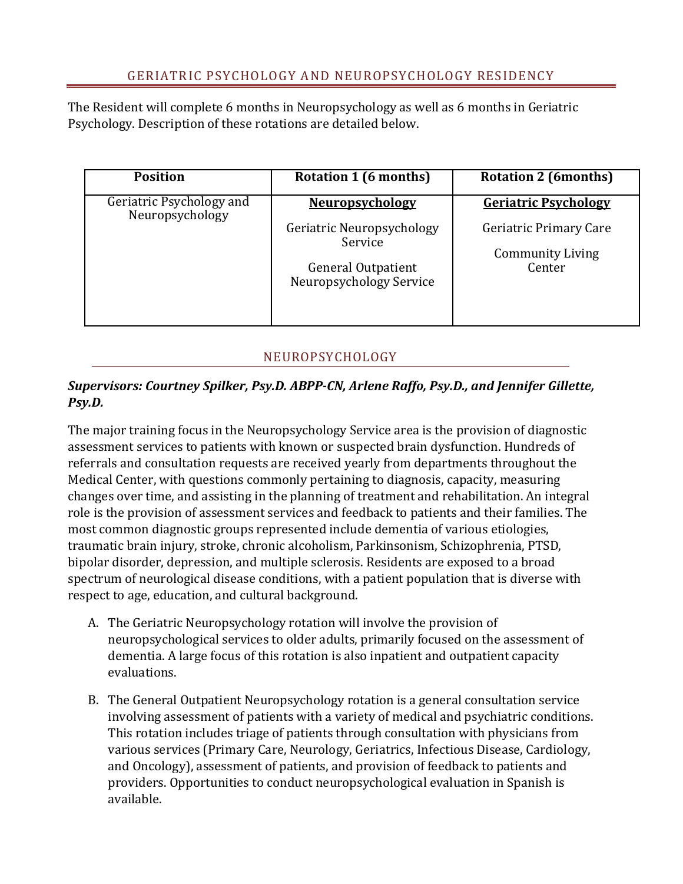## GERIATRIC PSYCHOLOGY AND NEUROPSYCHOLOGY RESIDENCY

The Resident will complete 6 months in Neuropsychology as well as 6 months in Geriatric Psychology. Description of these rotations are detailed below.

| Position | Rotation 1 (6 months) | Rotation 2 (6months) |
|---|---|---|
| Geriatric Psychology and Neuropsychology | **Neuropsychology**<br><br>Geriatric Neuropsychology Service<br><br>General Outpatient Neuropsychology Service | **Geriatric Psychology**<br><br>Geriatric Primary Care<br><br>Community Living Center |

## NEUROPSYCHOLOGY

***Supervisors: Courtney Spilker, Psy.D. ABPP-CN, Arlene Raffo, Psy.D., and Jennifer Gillette, Psy.D.***

The major training focus in the Neuropsychology Service area is the provision of diagnostic assessment services to patients with known or suspected brain dysfunction. Hundreds of referrals and consultation requests are received yearly from departments throughout the Medical Center, with questions commonly pertaining to diagnosis, capacity, measuring changes over time, and assisting in the planning of treatment and rehabilitation. An integral role is the provision of assessment services and feedback to patients and their families. The most common diagnostic groups represented include dementia of various etiologies, traumatic brain injury, stroke, chronic alcoholism, Parkinsonism, Schizophrenia, PTSD, bipolar disorder, depression, and multiple sclerosis. Residents are exposed to a broad spectrum of neurological disease conditions, with a patient population that is diverse with respect to age, education, and cultural background.

A. The Geriatric Neuropsychology rotation will involve the provision of neuropsychological services to older adults, primarily focused on the assessment of dementia. A large focus of this rotation is also inpatient and outpatient capacity evaluations.

B. The General Outpatient Neuropsychology rotation is a general consultation service involving assessment of patients with a variety of medical and psychiatric conditions. This rotation includes triage of patients through consultation with physicians from various services (Primary Care, Neurology, Geriatrics, Infectious Disease, Cardiology, and Oncology), assessment of patients, and provision of feedback to patients and providers. Opportunities to conduct neuropsychological evaluation in Spanish is available.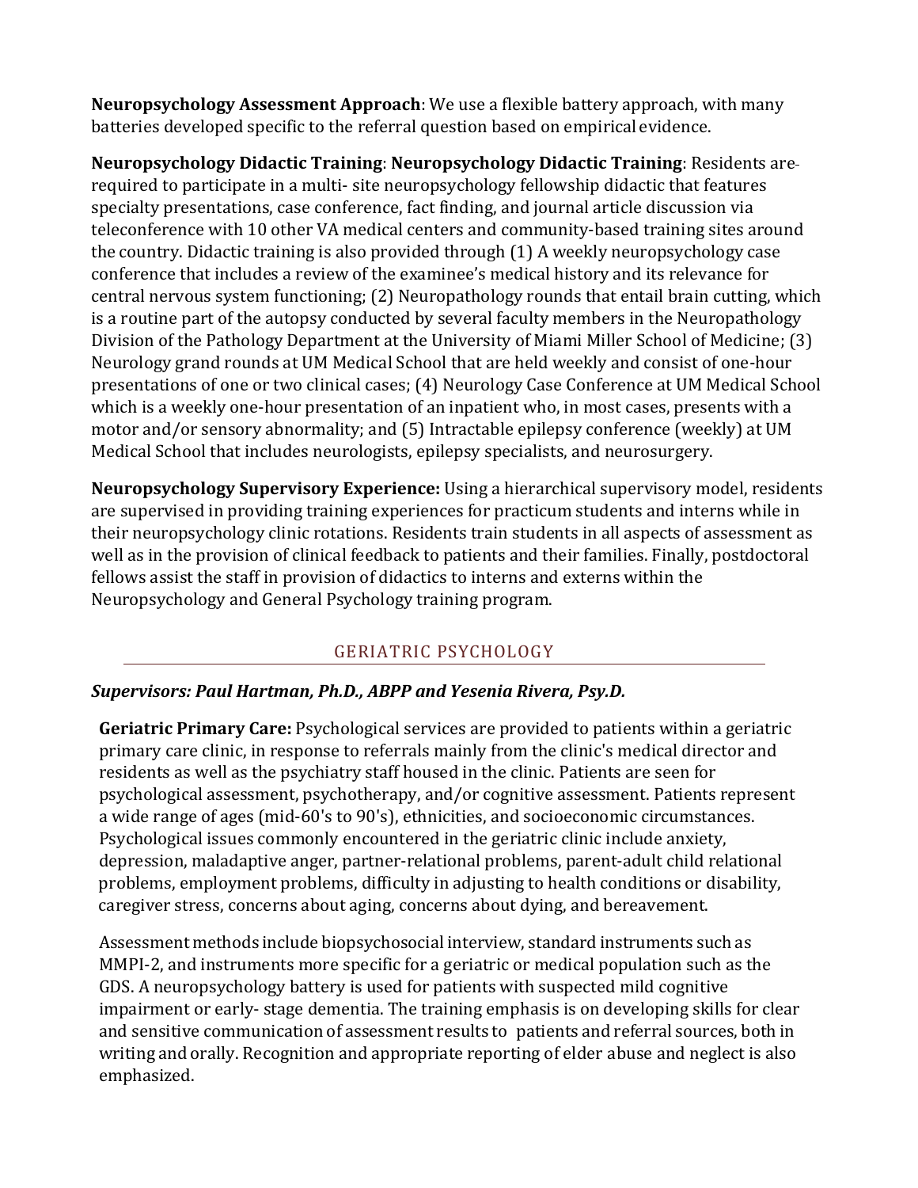**Neuropsychology Assessment Approach**: We use a flexible battery approach, with many batteries developed specific to the referral question based on empirical evidence.

**Neuropsychology Didactic Training**: **Neuropsychology Didactic Training**: Residents are required to participate in a multi- site neuropsychology fellowship didactic that features specialty presentations, case conference, fact finding, and journal article discussion via teleconference with 10 other VA medical centers and community-based training sites around the country. Didactic training is also provided through (1) A weekly neuropsychology case conference that includes a review of the examinee's medical history and its relevance for central nervous system functioning; (2) Neuropathology rounds that entail brain cutting, which is a routine part of the autopsy conducted by several faculty members in the Neuropathology Division of the Pathology Department at the University of Miami Miller School of Medicine; (3) Neurology grand rounds at UM Medical School that are held weekly and consist of one-hour presentations of one or two clinical cases; (4) Neurology Case Conference at UM Medical School which is a weekly one-hour presentation of an inpatient who, in most cases, presents with a motor and/or sensory abnormality; and (5) Intractable epilepsy conference (weekly) at UM Medical School that includes neurologists, epilepsy specialists, and neurosurgery.

**Neuropsychology Supervisory Experience:** Using a hierarchical supervisory model, residents are supervised in providing training experiences for practicum students and interns while in their neuropsychology clinic rotations. Residents train students in all aspects of assessment as well as in the provision of clinical feedback to patients and their families. Finally, postdoctoral fellows assist the staff in provision of didactics to interns and externs within the Neuropsychology and General Psychology training program.

## GERIATRIC PSYCHOLOGY

***Supervisors: Paul Hartman, Ph.D., ABPP and Yesenia Rivera, Psy.D.***

**Geriatric Primary Care:** Psychological services are provided to patients within a geriatric primary care clinic, in response to referrals mainly from the clinic's medical director and residents as well as the psychiatry staff housed in the clinic. Patients are seen for psychological assessment, psychotherapy, and/or cognitive assessment. Patients represent a wide range of ages (mid-60's to 90's), ethnicities, and socioeconomic circumstances. Psychological issues commonly encountered in the geriatric clinic include anxiety, depression, maladaptive anger, partner-relational problems, parent-adult child relational problems, employment problems, difficulty in adjusting to health conditions or disability, caregiver stress, concerns about aging, concerns about dying, and bereavement.

Assessment methods include biopsychosocial interview, standard instruments such as MMPI-2, and instruments more specific for a geriatric or medical population such as the GDS. A neuropsychology battery is used for patients with suspected mild cognitive impairment or early- stage dementia. The training emphasis is on developing skills for clear and sensitive communication of assessment results to patients and referral sources, both in writing and orally. Recognition and appropriate reporting of elder abuse and neglect is also emphasized.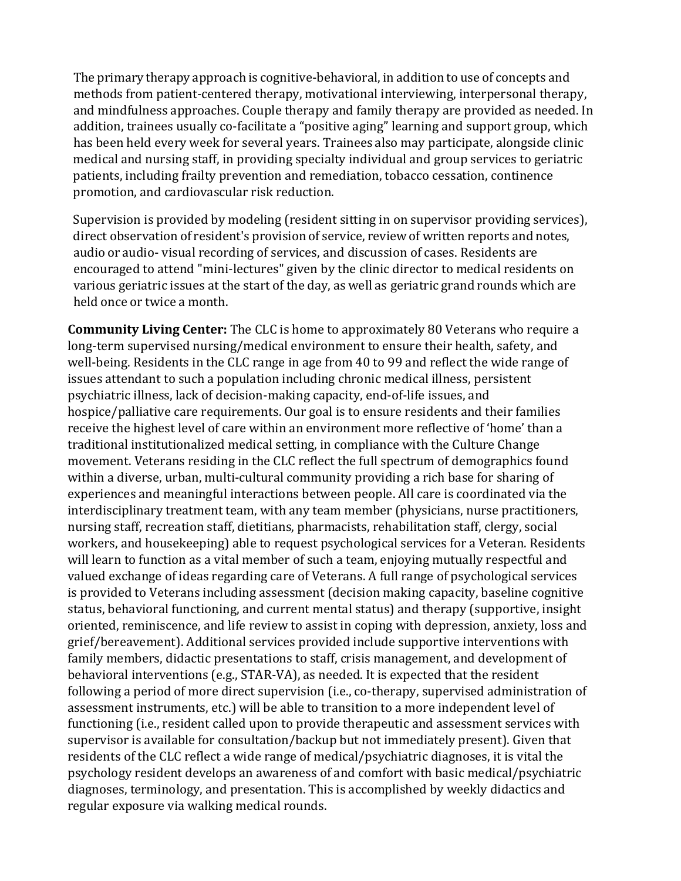The primary therapy approach is cognitive-behavioral, in addition to use of concepts and methods from patient-centered therapy, motivational interviewing, interpersonal therapy, and mindfulness approaches. Couple therapy and family therapy are provided as needed. In addition, trainees usually co-facilitate a "positive aging" learning and support group, which has been held every week for several years. Trainees also may participate, alongside clinic medical and nursing staff, in providing specialty individual and group services to geriatric patients, including frailty prevention and remediation, tobacco cessation, continence promotion, and cardiovascular risk reduction.

Supervision is provided by modeling (resident sitting in on supervisor providing services), direct observation of resident's provision of service, review of written reports and notes, audio or audio- visual recording of services, and discussion of cases. Residents are encouraged to attend "mini-lectures" given by the clinic director to medical residents on various geriatric issues at the start of the day, as well as geriatric grand rounds which are held once or twice a month.

**Community Living Center:** The CLC is home to approximately 80 Veterans who require a long-term supervised nursing/medical environment to ensure their health, safety, and well-being. Residents in the CLC range in age from 40 to 99 and reflect the wide range of issues attendant to such a population including chronic medical illness, persistent psychiatric illness, lack of decision-making capacity, end-of-life issues, and hospice/palliative care requirements. Our goal is to ensure residents and their families receive the highest level of care within an environment more reflective of 'home' than a traditional institutionalized medical setting, in compliance with the Culture Change movement. Veterans residing in the CLC reflect the full spectrum of demographics found within a diverse, urban, multi-cultural community providing a rich base for sharing of experiences and meaningful interactions between people. All care is coordinated via the interdisciplinary treatment team, with any team member (physicians, nurse practitioners, nursing staff, recreation staff, dietitians, pharmacists, rehabilitation staff, clergy, social workers, and housekeeping) able to request psychological services for a Veteran. Residents will learn to function as a vital member of such a team, enjoying mutually respectful and valued exchange of ideas regarding care of Veterans. A full range of psychological services is provided to Veterans including assessment (decision making capacity, baseline cognitive status, behavioral functioning, and current mental status) and therapy (supportive, insight oriented, reminiscence, and life review to assist in coping with depression, anxiety, loss and grief/bereavement). Additional services provided include supportive interventions with family members, didactic presentations to staff, crisis management, and development of behavioral interventions (e.g., STAR-VA), as needed. It is expected that the resident following a period of more direct supervision (i.e., co-therapy, supervised administration of assessment instruments, etc.) will be able to transition to a more independent level of functioning (i.e., resident called upon to provide therapeutic and assessment services with supervisor is available for consultation/backup but not immediately present). Given that residents of the CLC reflect a wide range of medical/psychiatric diagnoses, it is vital the psychology resident develops an awareness of and comfort with basic medical/psychiatric diagnoses, terminology, and presentation. This is accomplished by weekly didactics and regular exposure via walking medical rounds.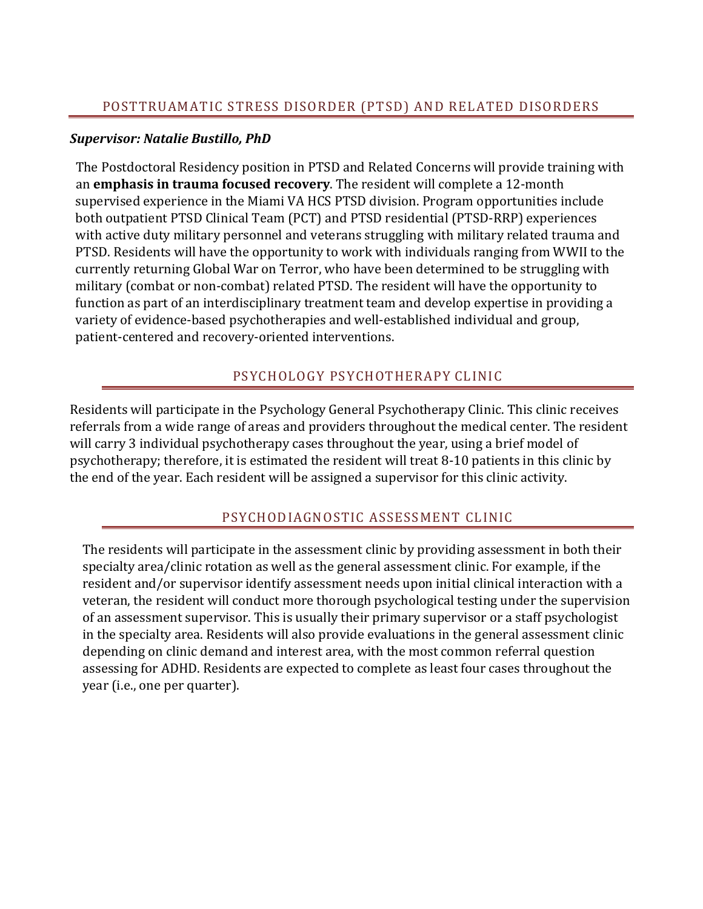## POSTTRUAMATIC STRESS DISORDER (PTSD) AND RELATED DISORDERS

***Supervisor: Natalie Bustillo, PhD***

The Postdoctoral Residency position in PTSD and Related Concerns will provide training with an **emphasis in trauma focused recovery**. The resident will complete a 12-month supervised experience in the Miami VA HCS PTSD division. Program opportunities include both outpatient PTSD Clinical Team (PCT) and PTSD residential (PTSD-RRP) experiences with active duty military personnel and veterans struggling with military related trauma and PTSD. Residents will have the opportunity to work with individuals ranging from WWII to the currently returning Global War on Terror, who have been determined to be struggling with military (combat or non-combat) related PTSD. The resident will have the opportunity to function as part of an interdisciplinary treatment team and develop expertise in providing a variety of evidence-based psychotherapies and well-established individual and group, patient-centered and recovery-oriented interventions.

## PSYCHOLOGY PSYCHOTHERAPY CLINIC

Residents will participate in the Psychology General Psychotherapy Clinic. This clinic receives referrals from a wide range of areas and providers throughout the medical center. The resident will carry 3 individual psychotherapy cases throughout the year, using a brief model of psychotherapy; therefore, it is estimated the resident will treat 8-10 patients in this clinic by the end of the year. Each resident will be assigned a supervisor for this clinic activity.

## PSYCHODIAGNOSTIC ASSESSMENT CLINIC

The residents will participate in the assessment clinic by providing assessment in both their specialty area/clinic rotation as well as the general assessment clinic. For example, if the resident and/or supervisor identify assessment needs upon initial clinical interaction with a veteran, the resident will conduct more thorough psychological testing under the supervision of an assessment supervisor. This is usually their primary supervisor or a staff psychologist in the specialty area. Residents will also provide evaluations in the general assessment clinic depending on clinic demand and interest area, with the most common referral question assessing for ADHD. Residents are expected to complete as least four cases throughout the year (i.e., one per quarter).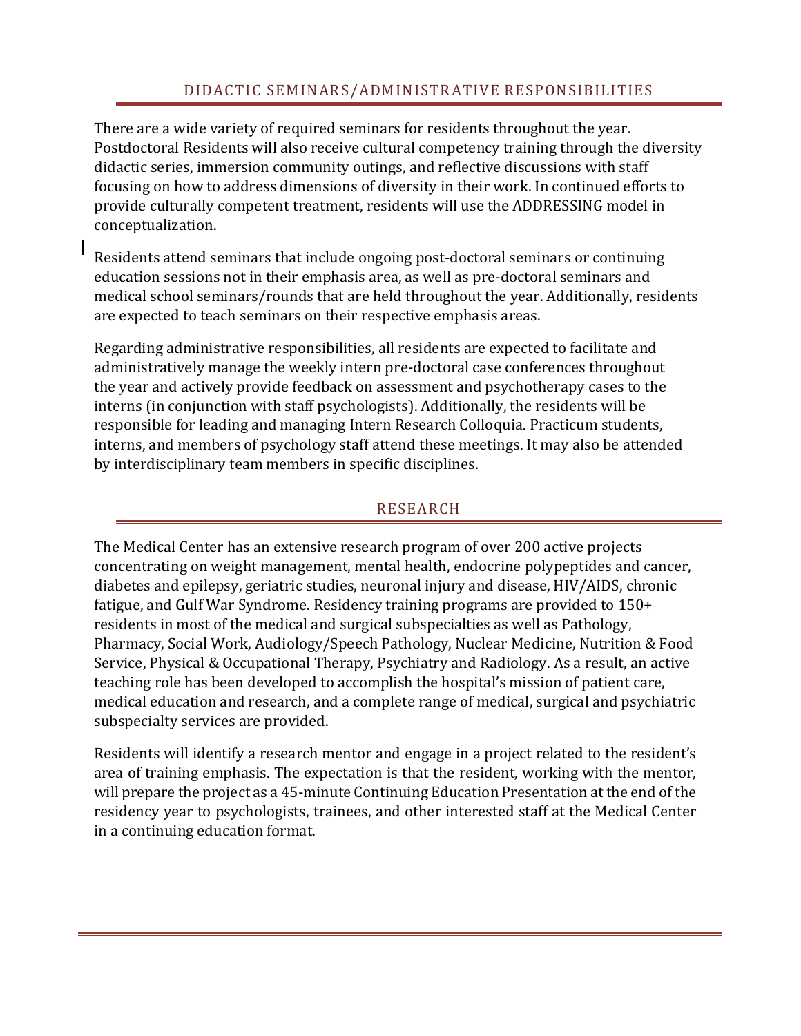## DIDACTIC SEMINARS/ADMINISTRATIVE RESPONSIBILITIES

There are a wide variety of required seminars for residents throughout the year. Postdoctoral Residents will also receive cultural competency training through the diversity didactic series, immersion community outings, and reflective discussions with staff focusing on how to address dimensions of diversity in their work. In continued efforts to provide culturally competent treatment, residents will use the ADDRESSING model in conceptualization.

Residents attend seminars that include ongoing post-doctoral seminars or continuing education sessions not in their emphasis area, as well as pre-doctoral seminars and medical school seminars/rounds that are held throughout the year. Additionally, residents are expected to teach seminars on their respective emphasis areas.

Regarding administrative responsibilities, all residents are expected to facilitate and administratively manage the weekly intern pre-doctoral case conferences throughout the year and actively provide feedback on assessment and psychotherapy cases to the interns (in conjunction with staff psychologists). Additionally, the residents will be responsible for leading and managing Intern Research Colloquia. Practicum students, interns, and members of psychology staff attend these meetings. It may also be attended by interdisciplinary team members in specific disciplines.

## RESEARCH

The Medical Center has an extensive research program of over 200 active projects concentrating on weight management, mental health, endocrine polypeptides and cancer, diabetes and epilepsy, geriatric studies, neuronal injury and disease, HIV/AIDS, chronic fatigue, and Gulf War Syndrome. Residency training programs are provided to 150+ residents in most of the medical and surgical subspecialties as well as Pathology, Pharmacy, Social Work, Audiology/Speech Pathology, Nuclear Medicine, Nutrition & Food Service, Physical & Occupational Therapy, Psychiatry and Radiology. As a result, an active teaching role has been developed to accomplish the hospital's mission of patient care, medical education and research, and a complete range of medical, surgical and psychiatric subspecialty services are provided.

Residents will identify a research mentor and engage in a project related to the resident's area of training emphasis. The expectation is that the resident, working with the mentor, will prepare the project as a 45-minute Continuing Education Presentation at the end of the residency year to psychologists, trainees, and other interested staff at the Medical Center in a continuing education format.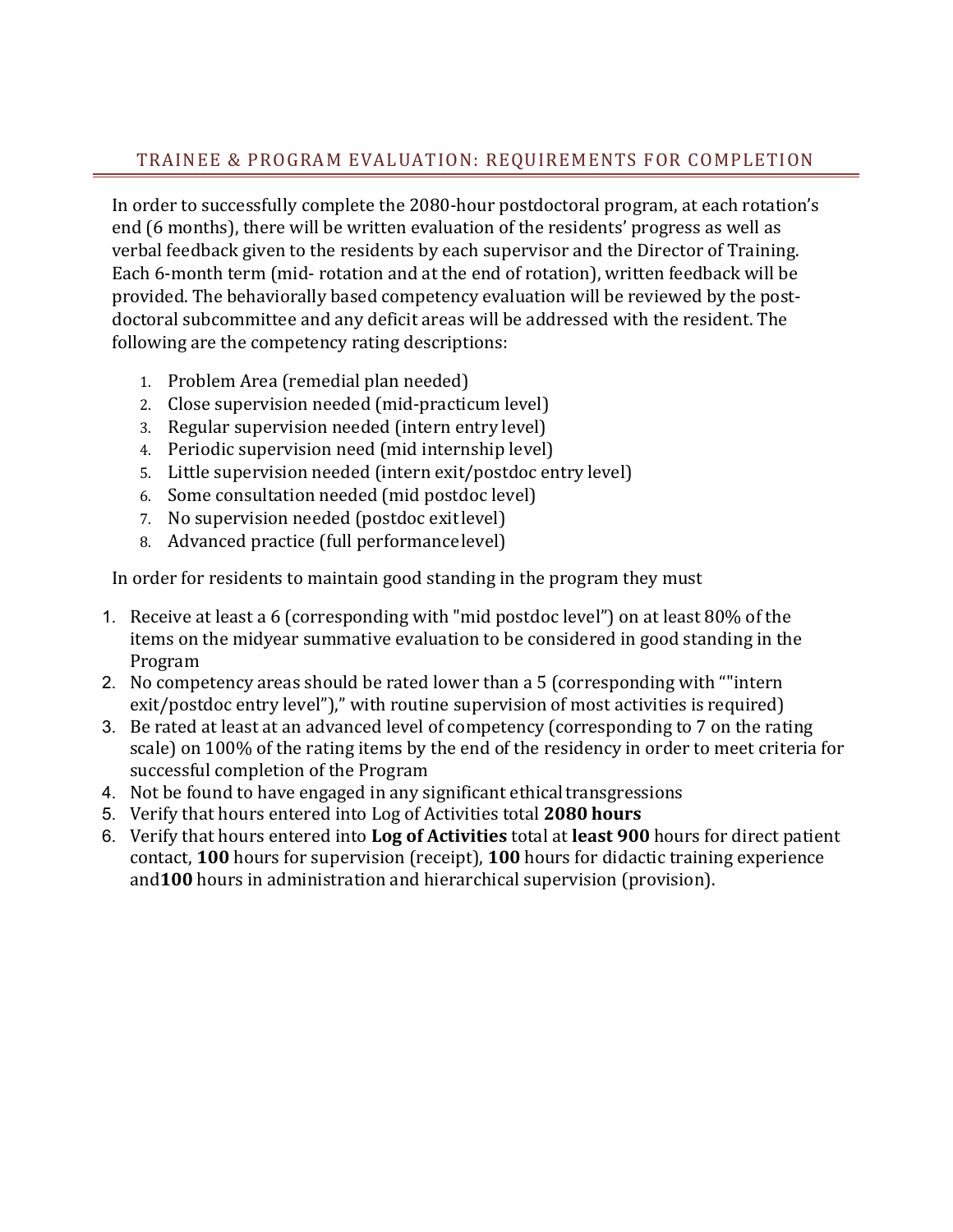## TRAINEE & PROGRAM EVALUATION: REQUIREMENTS FOR COMPLETION

In order to successfully complete the 2080-hour postdoctoral program, at each rotation's end (6 months), there will be written evaluation of the residents' progress as well as verbal feedback given to the residents by each supervisor and the Director of Training. Each 6-month term (mid- rotation and at the end of rotation), written feedback will be provided. The behaviorally based competency evaluation will be reviewed by the post-doctoral subcommittee and any deficit areas will be addressed with the resident. The following are the competency rating descriptions:

1. Problem Area (remedial plan needed)
2. Close supervision needed (mid-practicum level)
3. Regular supervision needed (intern entry level)
4. Periodic supervision need (mid internship level)
5. Little supervision needed (intern exit/postdoc entry level)
6. Some consultation needed (mid postdoc level)
7. No supervision needed (postdoc exit level)
8. Advanced practice (full performance level)

In order for residents to maintain good standing in the program they must

1. Receive at least a 6 (corresponding with "mid postdoc level") on at least 80% of the items on the midyear summative evaluation to be considered in good standing in the Program
2. No competency areas should be rated lower than a 5 (corresponding with ""intern exit/postdoc entry level"")," with routine supervision of most activities is required)
3. Be rated at least at an advanced level of competency (corresponding to 7 on the rating scale) on 100% of the rating items by the end of the residency in order to meet criteria for successful completion of the Program
4. Not be found to have engaged in any significant ethical transgressions
5. Verify that hours entered into Log of Activities total **2080 hours**
6. Verify that hours entered into **Log of Activities** total at **least 900** hours for direct patient contact, **100** hours for supervision (receipt), **100** hours for didactic training experience and**100** hours in administration and hierarchical supervision (provision).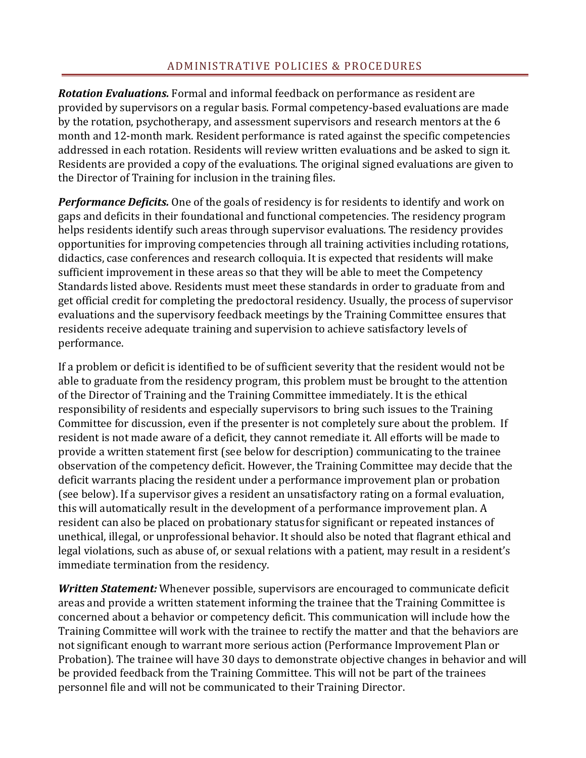## ADMINISTRATIVE POLICIES & PROCEDURES

***Rotation Evaluations.*** Formal and informal feedback on performance as resident are provided by supervisors on a regular basis. Formal competency-based evaluations are made by the rotation, psychotherapy, and assessment supervisors and research mentors at the 6 month and 12-month mark. Resident performance is rated against the specific competencies addressed in each rotation. Residents will review written evaluations and be asked to sign it. Residents are provided a copy of the evaluations. The original signed evaluations are given to the Director of Training for inclusion in the training files.

***Performance Deficits.*** One of the goals of residency is for residents to identify and work on gaps and deficits in their foundational and functional competencies. The residency program helps residents identify such areas through supervisor evaluations. The residency provides opportunities for improving competencies through all training activities including rotations, didactics, case conferences and research colloquia. It is expected that residents will make sufficient improvement in these areas so that they will be able to meet the Competency Standards listed above. Residents must meet these standards in order to graduate from and get official credit for completing the predoctoral residency. Usually, the process of supervisor evaluations and the supervisory feedback meetings by the Training Committee ensures that residents receive adequate training and supervision to achieve satisfactory levels of performance.

If a problem or deficit is identified to be of sufficient severity that the resident would not be able to graduate from the residency program, this problem must be brought to the attention of the Director of Training and the Training Committee immediately. It is the ethical responsibility of residents and especially supervisors to bring such issues to the Training Committee for discussion, even if the presenter is not completely sure about the problem. If resident is not made aware of a deficit, they cannot remediate it. All efforts will be made to provide a written statement first (see below for description) communicating to the trainee observation of the competency deficit. However, the Training Committee may decide that the deficit warrants placing the resident under a performance improvement plan or probation (see below). If a supervisor gives a resident an unsatisfactory rating on a formal evaluation, this will automatically result in the development of a performance improvement plan. A resident can also be placed on probationary status for significant or repeated instances of unethical, illegal, or unprofessional behavior. It should also be noted that flagrant ethical and legal violations, such as abuse of, or sexual relations with a patient, may result in a resident's immediate termination from the residency.

***Written Statement:*** Whenever possible, supervisors are encouraged to communicate deficit areas and provide a written statement informing the trainee that the Training Committee is concerned about a behavior or competency deficit. This communication will include how the Training Committee will work with the trainee to rectify the matter and that the behaviors are not significant enough to warrant more serious action (Performance Improvement Plan or Probation). The trainee will have 30 days to demonstrate objective changes in behavior and will be provided feedback from the Training Committee. This will not be part of the trainees personnel file and will not be communicated to their Training Director.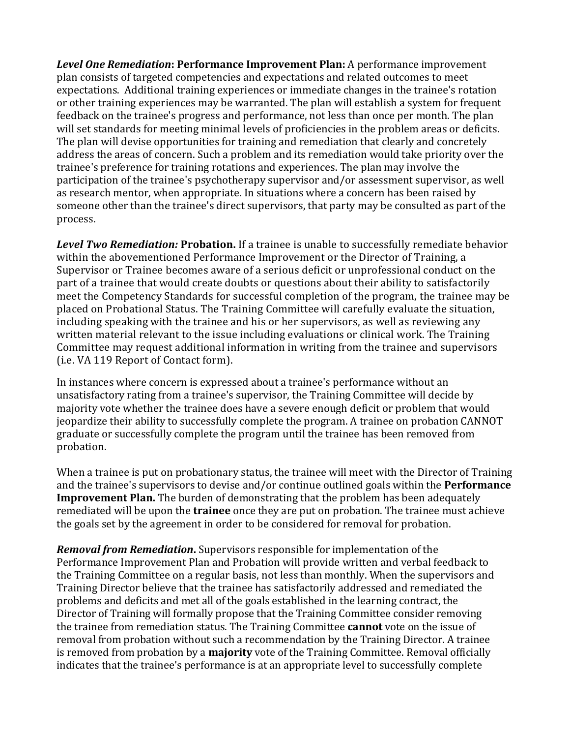***Level One Remediation*: Performance Improvement Plan:** A performance improvement plan consists of targeted competencies and expectations and related outcomes to meet expectations. Additional training experiences or immediate changes in the trainee's rotation or other training experiences may be warranted. The plan will establish a system for frequent feedback on the trainee's progress and performance, not less than once per month. The plan will set standards for meeting minimal levels of proficiencies in the problem areas or deficits. The plan will devise opportunities for training and remediation that clearly and concretely address the areas of concern. Such a problem and its remediation would take priority over the trainee's preference for training rotations and experiences. The plan may involve the participation of the trainee's psychotherapy supervisor and/or assessment supervisor, as well as research mentor, when appropriate. In situations where a concern has been raised by someone other than the trainee's direct supervisors, that party may be consulted as part of the process.

***Level Two Remediation:* Probation.** If a trainee is unable to successfully remediate behavior within the abovementioned Performance Improvement or the Director of Training, a Supervisor or Trainee becomes aware of a serious deficit or unprofessional conduct on the part of a trainee that would create doubts or questions about their ability to satisfactorily meet the Competency Standards for successful completion of the program, the trainee may be placed on Probational Status. The Training Committee will carefully evaluate the situation, including speaking with the trainee and his or her supervisors, as well as reviewing any written material relevant to the issue including evaluations or clinical work. The Training Committee may request additional information in writing from the trainee and supervisors (i.e. VA 119 Report of Contact form).

In instances where concern is expressed about a trainee's performance without an unsatisfactory rating from a trainee's supervisor, the Training Committee will decide by majority vote whether the trainee does have a severe enough deficit or problem that would jeopardize their ability to successfully complete the program. A trainee on probation CANNOT graduate or successfully complete the program until the trainee has been removed from probation.

When a trainee is put on probationary status, the trainee will meet with the Director of Training and the trainee's supervisors to devise and/or continue outlined goals within the **Performance Improvement Plan.** The burden of demonstrating that the problem has been adequately remediated will be upon the **trainee** once they are put on probation. The trainee must achieve the goals set by the agreement in order to be considered for removal for probation.

***Removal from Remediation*.** Supervisors responsible for implementation of the Performance Improvement Plan and Probation will provide written and verbal feedback to the Training Committee on a regular basis, not less than monthly. When the supervisors and Training Director believe that the trainee has satisfactorily addressed and remediated the problems and deficits and met all of the goals established in the learning contract, the Director of Training will formally propose that the Training Committee consider removing the trainee from remediation status. The Training Committee **cannot** vote on the issue of removal from probation without such a recommendation by the Training Director. A trainee is removed from probation by a **majority** vote of the Training Committee. Removal officially indicates that the trainee's performance is at an appropriate level to successfully complete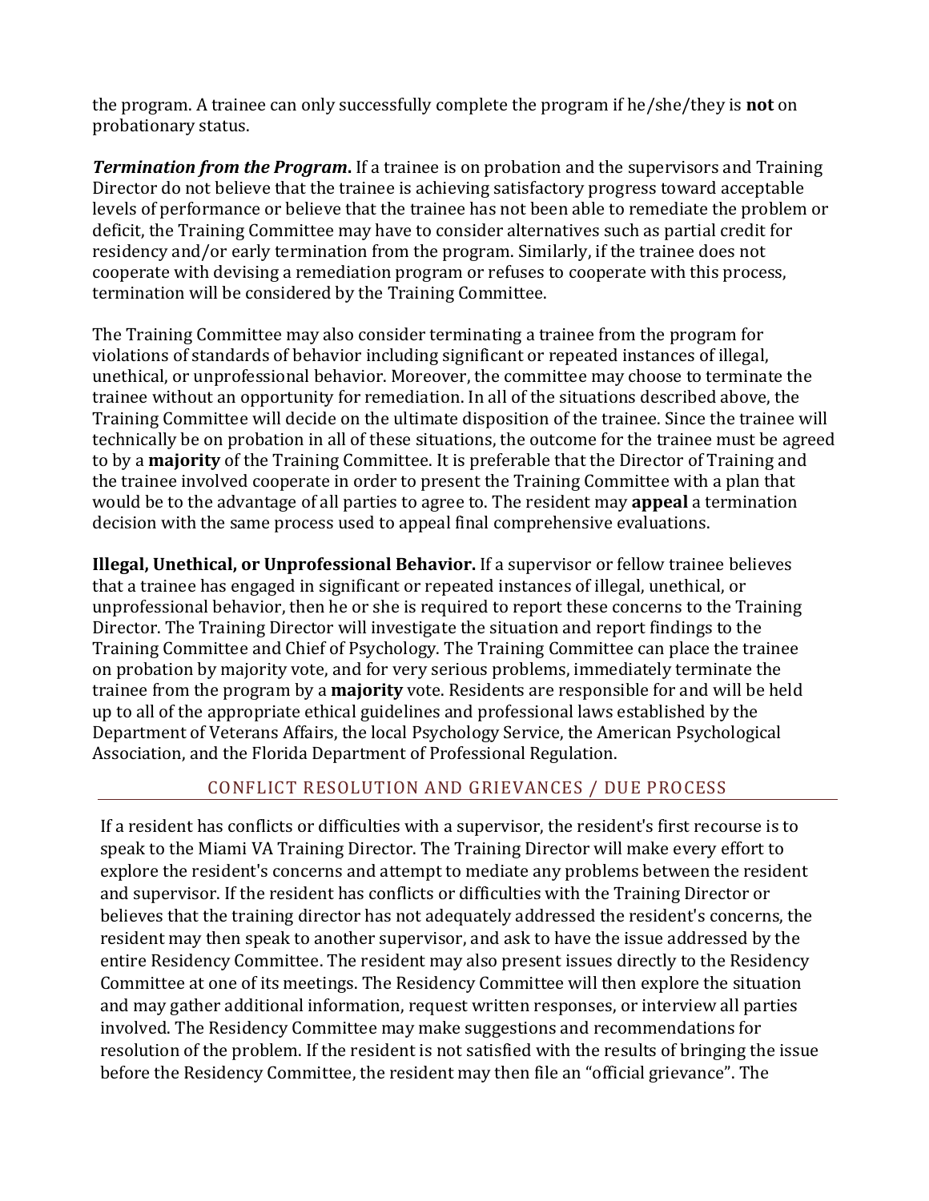the program. A trainee can only successfully complete the program if he/she/they is **not** on probationary status.

***Termination from the Program.*** If a trainee is on probation and the supervisors and Training Director do not believe that the trainee is achieving satisfactory progress toward acceptable levels of performance or believe that the trainee has not been able to remediate the problem or deficit, the Training Committee may have to consider alternatives such as partial credit for residency and/or early termination from the program. Similarly, if the trainee does not cooperate with devising a remediation program or refuses to cooperate with this process, termination will be considered by the Training Committee.

The Training Committee may also consider terminating a trainee from the program for violations of standards of behavior including significant or repeated instances of illegal, unethical, or unprofessional behavior. Moreover, the committee may choose to terminate the trainee without an opportunity for remediation. In all of the situations described above, the Training Committee will decide on the ultimate disposition of the trainee. Since the trainee will technically be on probation in all of these situations, the outcome for the trainee must be agreed to by a **majority** of the Training Committee. It is preferable that the Director of Training and the trainee involved cooperate in order to present the Training Committee with a plan that would be to the advantage of all parties to agree to. The resident may **appeal** a termination decision with the same process used to appeal final comprehensive evaluations.

**Illegal, Unethical, or Unprofessional Behavior.** If a supervisor or fellow trainee believes that a trainee has engaged in significant or repeated instances of illegal, unethical, or unprofessional behavior, then he or she is required to report these concerns to the Training Director. The Training Director will investigate the situation and report findings to the Training Committee and Chief of Psychology. The Training Committee can place the trainee on probation by majority vote, and for very serious problems, immediately terminate the trainee from the program by a **majority** vote. Residents are responsible for and will be held up to all of the appropriate ethical guidelines and professional laws established by the Department of Veterans Affairs, the local Psychology Service, the American Psychological Association, and the Florida Department of Professional Regulation.

## CONFLICT RESOLUTION AND GRIEVANCES / DUE PROCESS

If a resident has conflicts or difficulties with a supervisor, the resident's first recourse is to speak to the Miami VA Training Director. The Training Director will make every effort to explore the resident's concerns and attempt to mediate any problems between the resident and supervisor. If the resident has conflicts or difficulties with the Training Director or believes that the training director has not adequately addressed the resident's concerns, the resident may then speak to another supervisor, and ask to have the issue addressed by the entire Residency Committee. The resident may also present issues directly to the Residency Committee at one of its meetings. The Residency Committee will then explore the situation and may gather additional information, request written responses, or interview all parties involved. The Residency Committee may make suggestions and recommendations for resolution of the problem. If the resident is not satisfied with the results of bringing the issue before the Residency Committee, the resident may then file an "official grievance". The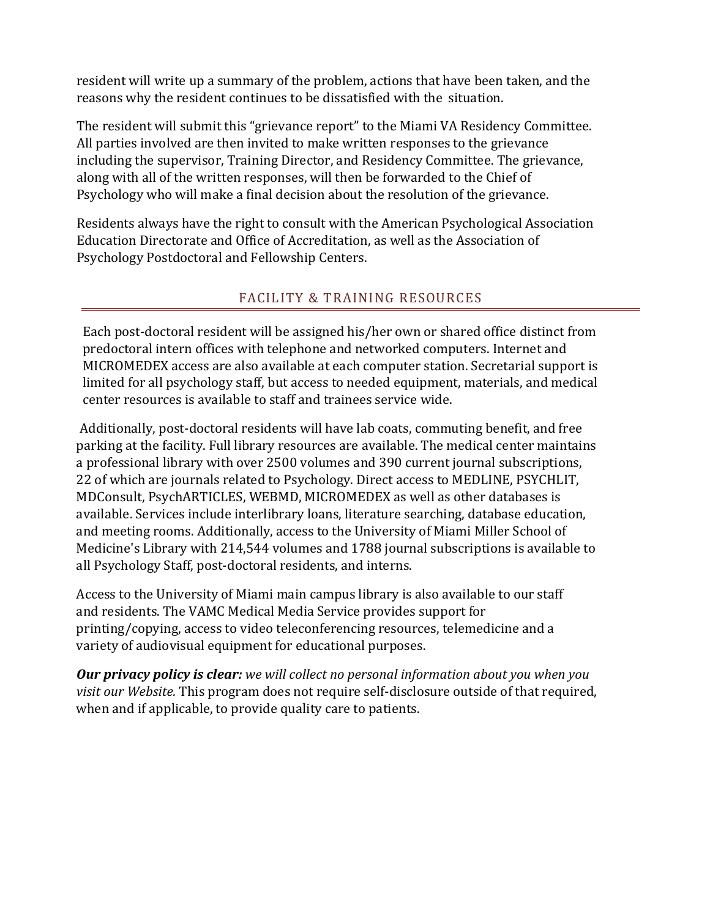resident will write up a summary of the problem, actions that have been taken, and the reasons why the resident continues to be dissatisfied with the situation.

The resident will submit this "grievance report" to the Miami VA Residency Committee. All parties involved are then invited to make written responses to the grievance including the supervisor, Training Director, and Residency Committee. The grievance, along with all of the written responses, will then be forwarded to the Chief of Psychology who will make a final decision about the resolution of the grievance.

Residents always have the right to consult with the American Psychological Association Education Directorate and Office of Accreditation, as well as the Association of Psychology Postdoctoral and Fellowship Centers.

## FACILITY & TRAINING RESOURCES

Each post-doctoral resident will be assigned his/her own or shared office distinct from predoctoral intern offices with telephone and networked computers. Internet and MICROMEDEX access are also available at each computer station. Secretarial support is limited for all psychology staff, but access to needed equipment, materials, and medical center resources is available to staff and trainees service wide.

Additionally, post-doctoral residents will have lab coats, commuting benefit, and free parking at the facility. Full library resources are available. The medical center maintains a professional library with over 2500 volumes and 390 current journal subscriptions, 22 of which are journals related to Psychology. Direct access to MEDLINE, PSYCHLIT, MDConsult, PsychARTICLES, WEBMD, MICROMEDEX as well as other databases is available. Services include interlibrary loans, literature searching, database education, and meeting rooms. Additionally, access to the University of Miami Miller School of Medicine's Library with 214,544 volumes and 1788 journal subscriptions is available to all Psychology Staff, post-doctoral residents, and interns.

Access to the University of Miami main campus library is also available to our staff and residents. The VAMC Medical Media Service provides support for printing/copying, access to video teleconferencing resources, telemedicine and a variety of audiovisual equipment for educational purposes.

***Our privacy policy is clear:*** *we will collect no personal information about you when you visit our Website.* This program does not require self-disclosure outside of that required, when and if applicable, to provide quality care to patients.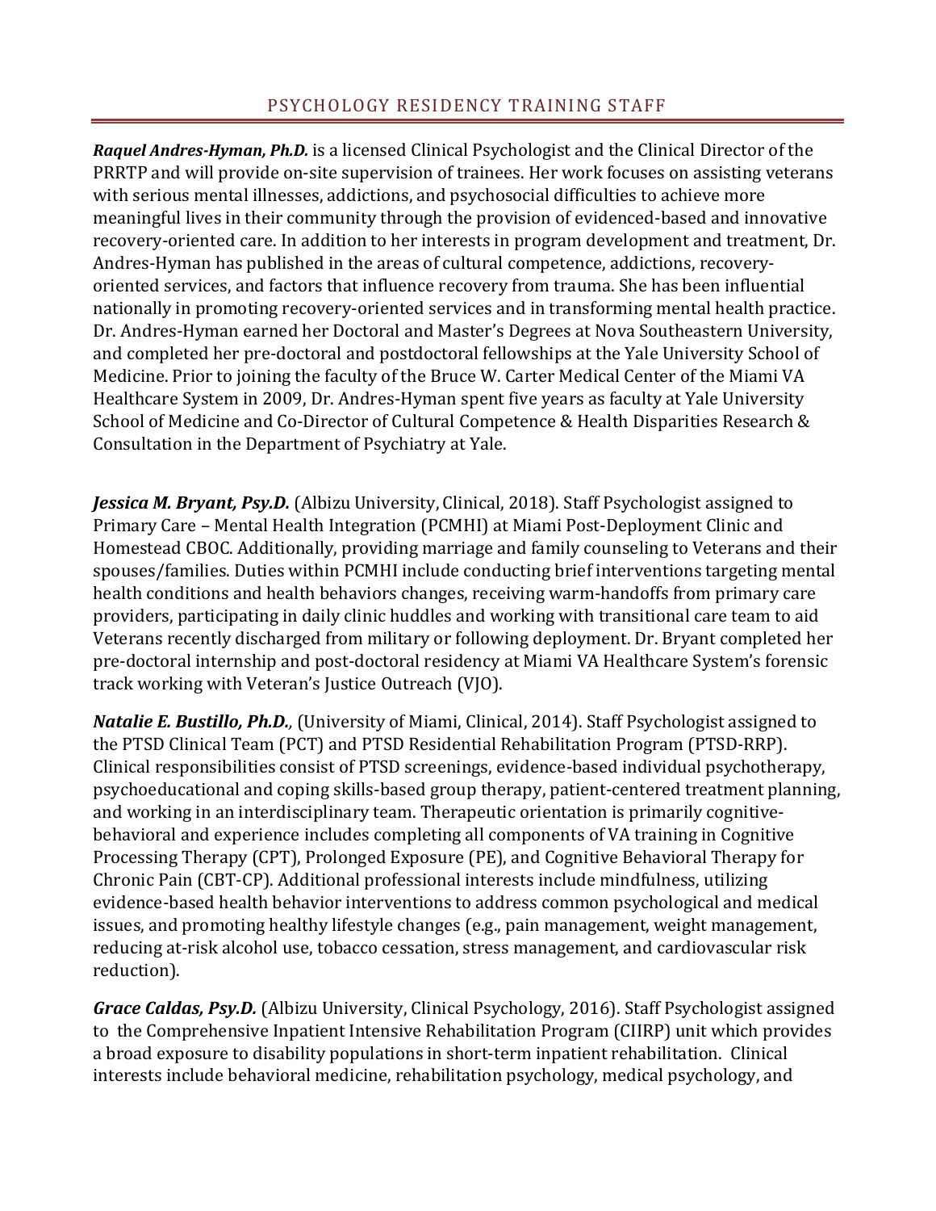## PSYCHOLOGY RESIDENCY TRAINING STAFF

***Raquel Andres-Hyman, Ph.D.*** is a licensed Clinical Psychologist and the Clinical Director of the PRRTP and will provide on-site supervision of trainees. Her work focuses on assisting veterans with serious mental illnesses, addictions, and psychosocial difficulties to achieve more meaningful lives in their community through the provision of evidenced-based and innovative recovery-oriented care. In addition to her interests in program development and treatment, Dr. Andres-Hyman has published in the areas of cultural competence, addictions, recovery-oriented services, and factors that influence recovery from trauma. She has been influential nationally in promoting recovery-oriented services and in transforming mental health practice. Dr. Andres-Hyman earned her Doctoral and Master's Degrees at Nova Southeastern University, and completed her pre-doctoral and postdoctoral fellowships at the Yale University School of Medicine. Prior to joining the faculty of the Bruce W. Carter Medical Center of the Miami VA Healthcare System in 2009, Dr. Andres-Hyman spent five years as faculty at Yale University School of Medicine and Co-Director of Cultural Competence & Health Disparities Research & Consultation in the Department of Psychiatry at Yale.

***Jessica M. Bryant, Psy.D.*** (Albizu University, Clinical, 2018). Staff Psychologist assigned to Primary Care – Mental Health Integration (PCMHI) at Miami Post-Deployment Clinic and Homestead CBOC. Additionally, providing marriage and family counseling to Veterans and their spouses/families. Duties within PCMHI include conducting brief interventions targeting mental health conditions and health behaviors changes, receiving warm-handoffs from primary care providers, participating in daily clinic huddles and working with transitional care team to aid Veterans recently discharged from military or following deployment. Dr. Bryant completed her pre-doctoral internship and post-doctoral residency at Miami VA Healthcare System's forensic track working with Veteran's Justice Outreach (VJO).

***Natalie E. Bustillo, Ph.D.***, (University of Miami, Clinical, 2014). Staff Psychologist assigned to the PTSD Clinical Team (PCT) and PTSD Residential Rehabilitation Program (PTSD-RRP). Clinical responsibilities consist of PTSD screenings, evidence-based individual psychotherapy, psychoeducational and coping skills-based group therapy, patient-centered treatment planning, and working in an interdisciplinary team. Therapeutic orientation is primarily cognitive-behavioral and experience includes completing all components of VA training in Cognitive Processing Therapy (CPT), Prolonged Exposure (PE), and Cognitive Behavioral Therapy for Chronic Pain (CBT-CP). Additional professional interests include mindfulness, utilizing evidence-based health behavior interventions to address common psychological and medical issues, and promoting healthy lifestyle changes (e.g., pain management, weight management, reducing at-risk alcohol use, tobacco cessation, stress management, and cardiovascular risk reduction).

***Grace Caldas, Psy.D.*** (Albizu University, Clinical Psychology, 2016). Staff Psychologist assigned to the Comprehensive Inpatient Intensive Rehabilitation Program (CIIRP) unit which provides a broad exposure to disability populations in short-term inpatient rehabilitation. Clinical interests include behavioral medicine, rehabilitation psychology, medical psychology, and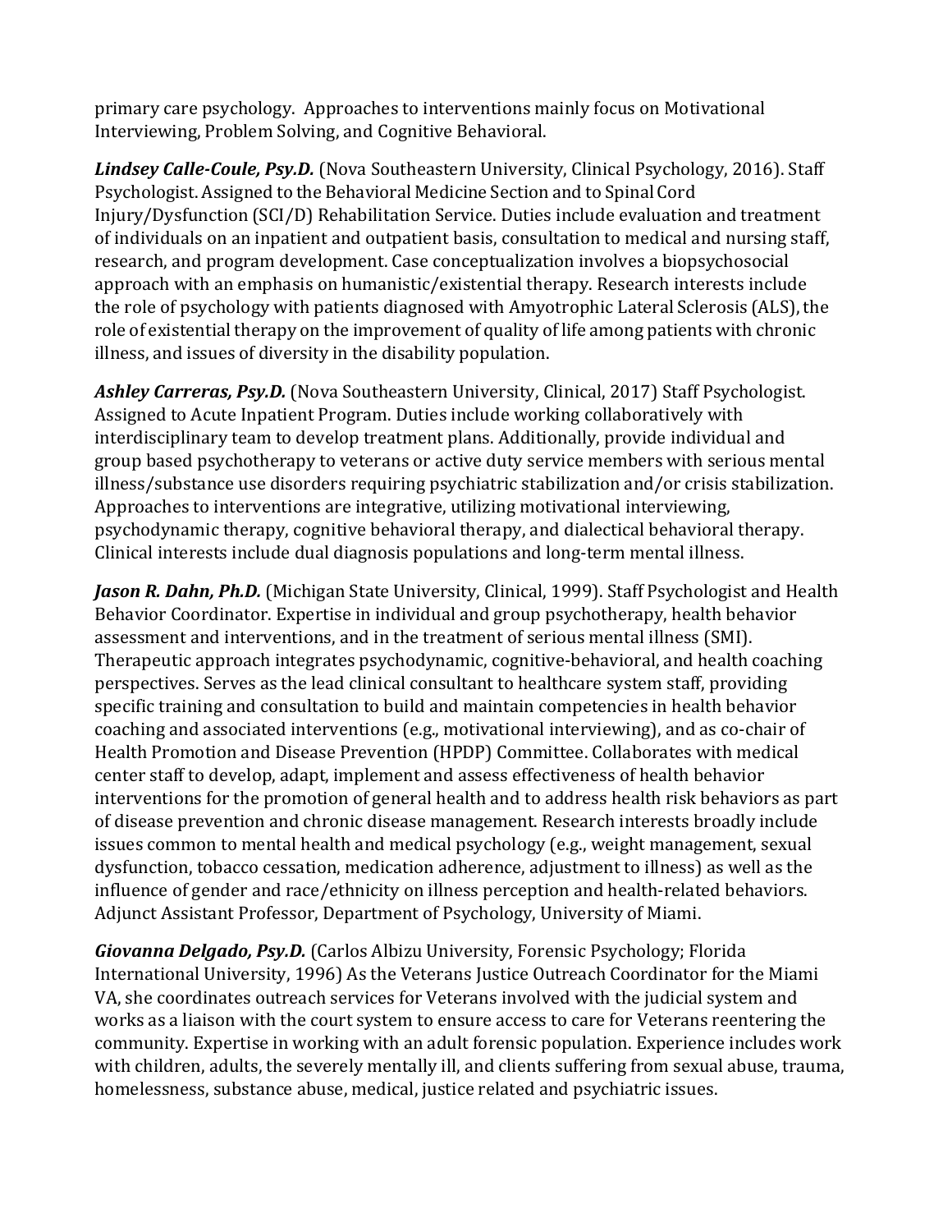primary care psychology. Approaches to interventions mainly focus on Motivational Interviewing, Problem Solving, and Cognitive Behavioral.

***Lindsey Calle-Coule, Psy.D.*** (Nova Southeastern University, Clinical Psychology, 2016). Staff Psychologist. Assigned to the Behavioral Medicine Section and to Spinal Cord Injury/Dysfunction (SCI/D) Rehabilitation Service. Duties include evaluation and treatment of individuals on an inpatient and outpatient basis, consultation to medical and nursing staff, research, and program development. Case conceptualization involves a biopsychosocial approach with an emphasis on humanistic/existential therapy. Research interests include the role of psychology with patients diagnosed with Amyotrophic Lateral Sclerosis (ALS), the role of existential therapy on the improvement of quality of life among patients with chronic illness, and issues of diversity in the disability population.

***Ashley Carreras, Psy.D.*** (Nova Southeastern University, Clinical, 2017) Staff Psychologist. Assigned to Acute Inpatient Program. Duties include working collaboratively with interdisciplinary team to develop treatment plans. Additionally, provide individual and group based psychotherapy to veterans or active duty service members with serious mental illness/substance use disorders requiring psychiatric stabilization and/or crisis stabilization. Approaches to interventions are integrative, utilizing motivational interviewing, psychodynamic therapy, cognitive behavioral therapy, and dialectical behavioral therapy. Clinical interests include dual diagnosis populations and long-term mental illness.

***Jason R. Dahn, Ph.D.*** (Michigan State University, Clinical, 1999). Staff Psychologist and Health Behavior Coordinator. Expertise in individual and group psychotherapy, health behavior assessment and interventions, and in the treatment of serious mental illness (SMI). Therapeutic approach integrates psychodynamic, cognitive-behavioral, and health coaching perspectives. Serves as the lead clinical consultant to healthcare system staff, providing specific training and consultation to build and maintain competencies in health behavior coaching and associated interventions (e.g., motivational interviewing), and as co-chair of Health Promotion and Disease Prevention (HPDP) Committee. Collaborates with medical center staff to develop, adapt, implement and assess effectiveness of health behavior interventions for the promotion of general health and to address health risk behaviors as part of disease prevention and chronic disease management. Research interests broadly include issues common to mental health and medical psychology (e.g., weight management, sexual dysfunction, tobacco cessation, medication adherence, adjustment to illness) as well as the influence of gender and race/ethnicity on illness perception and health-related behaviors. Adjunct Assistant Professor, Department of Psychology, University of Miami.

***Giovanna Delgado, Psy.D.*** (Carlos Albizu University, Forensic Psychology; Florida International University, 1996) As the Veterans Justice Outreach Coordinator for the Miami VA, she coordinates outreach services for Veterans involved with the judicial system and works as a liaison with the court system to ensure access to care for Veterans reentering the community. Expertise in working with an adult forensic population. Experience includes work with children, adults, the severely mentally ill, and clients suffering from sexual abuse, trauma, homelessness, substance abuse, medical, justice related and psychiatric issues.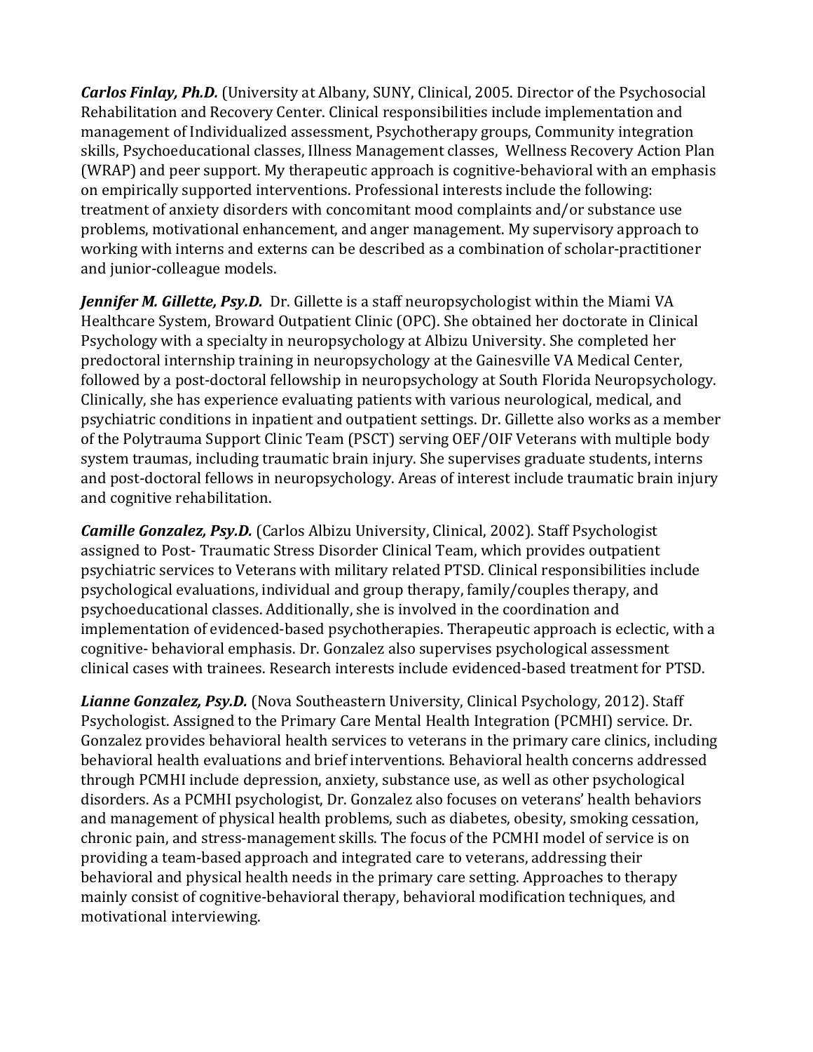***Carlos Finlay, Ph.D.*** (University at Albany, SUNY, Clinical, 2005. Director of the Psychosocial Rehabilitation and Recovery Center. Clinical responsibilities include implementation and management of Individualized assessment, Psychotherapy groups, Community integration skills, Psychoeducational classes, Illness Management classes, Wellness Recovery Action Plan (WRAP) and peer support. My therapeutic approach is cognitive-behavioral with an emphasis on empirically supported interventions. Professional interests include the following: treatment of anxiety disorders with concomitant mood complaints and/or substance use problems, motivational enhancement, and anger management. My supervisory approach to working with interns and externs can be described as a combination of scholar-practitioner and junior-colleague models.

***Jennifer M. Gillette, Psy.D.*** Dr. Gillette is a staff neuropsychologist within the Miami VA Healthcare System, Broward Outpatient Clinic (OPC). She obtained her doctorate in Clinical Psychology with a specialty in neuropsychology at Albizu University. She completed her predoctoral internship training in neuropsychology at the Gainesville VA Medical Center, followed by a post-doctoral fellowship in neuropsychology at South Florida Neuropsychology. Clinically, she has experience evaluating patients with various neurological, medical, and psychiatric conditions in inpatient and outpatient settings. Dr. Gillette also works as a member of the Polytrauma Support Clinic Team (PSCT) serving OEF/OIF Veterans with multiple body system traumas, including traumatic brain injury. She supervises graduate students, interns and post-doctoral fellows in neuropsychology. Areas of interest include traumatic brain injury and cognitive rehabilitation.

***Camille Gonzalez, Psy.D.*** (Carlos Albizu University, Clinical, 2002). Staff Psychologist assigned to Post- Traumatic Stress Disorder Clinical Team, which provides outpatient psychiatric services to Veterans with military related PTSD. Clinical responsibilities include psychological evaluations, individual and group therapy, family/couples therapy, and psychoeducational classes. Additionally, she is involved in the coordination and implementation of evidenced-based psychotherapies. Therapeutic approach is eclectic, with a cognitive- behavioral emphasis. Dr. Gonzalez also supervises psychological assessment clinical cases with trainees. Research interests include evidenced-based treatment for PTSD.

***Lianne Gonzalez, Psy.D.*** (Nova Southeastern University, Clinical Psychology, 2012). Staff Psychologist. Assigned to the Primary Care Mental Health Integration (PCMHI) service. Dr. Gonzalez provides behavioral health services to veterans in the primary care clinics, including behavioral health evaluations and brief interventions. Behavioral health concerns addressed through PCMHI include depression, anxiety, substance use, as well as other psychological disorders. As a PCMHI psychologist, Dr. Gonzalez also focuses on veterans' health behaviors and management of physical health problems, such as diabetes, obesity, smoking cessation, chronic pain, and stress-management skills. The focus of the PCMHI model of service is on providing a team-based approach and integrated care to veterans, addressing their behavioral and physical health needs in the primary care setting. Approaches to therapy mainly consist of cognitive-behavioral therapy, behavioral modification techniques, and motivational interviewing.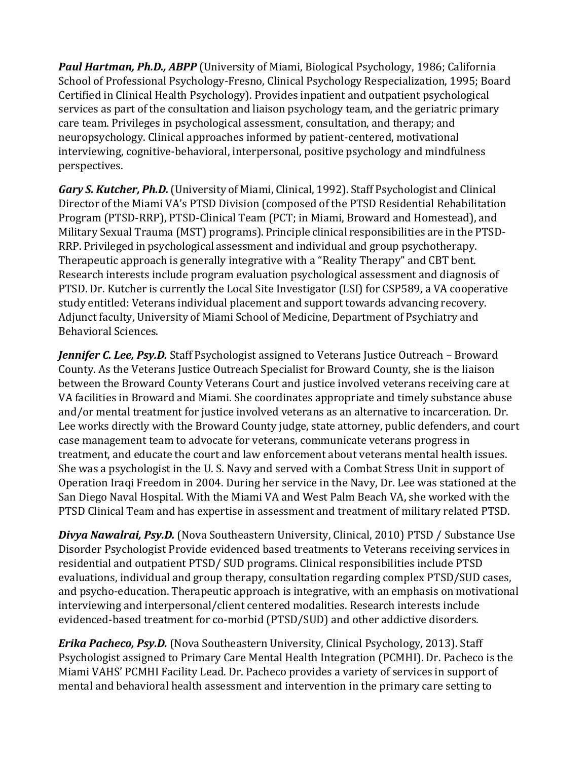***Paul Hartman, Ph.D., ABPP*** (University of Miami, Biological Psychology, 1986; California School of Professional Psychology-Fresno, Clinical Psychology Respecialization, 1995; Board Certified in Clinical Health Psychology). Provides inpatient and outpatient psychological services as part of the consultation and liaison psychology team, and the geriatric primary care team. Privileges in psychological assessment, consultation, and therapy; and neuropsychology. Clinical approaches informed by patient-centered, motivational interviewing, cognitive-behavioral, interpersonal, positive psychology and mindfulness perspectives.

***Gary S. Kutcher, Ph.D.*** (University of Miami, Clinical, 1992). Staff Psychologist and Clinical Director of the Miami VA's PTSD Division (composed of the PTSD Residential Rehabilitation Program (PTSD-RRP), PTSD-Clinical Team (PCT; in Miami, Broward and Homestead), and Military Sexual Trauma (MST) programs). Principle clinical responsibilities are in the PTSD-RRP. Privileged in psychological assessment and individual and group psychotherapy. Therapeutic approach is generally integrative with a "Reality Therapy" and CBT bent. Research interests include program evaluation psychological assessment and diagnosis of PTSD. Dr. Kutcher is currently the Local Site Investigator (LSI) for CSP589, a VA cooperative study entitled: Veterans individual placement and support towards advancing recovery. Adjunct faculty, University of Miami School of Medicine, Department of Psychiatry and Behavioral Sciences.

***Jennifer C. Lee, Psy.D.*** Staff Psychologist assigned to Veterans Justice Outreach – Broward County. As the Veterans Justice Outreach Specialist for Broward County, she is the liaison between the Broward County Veterans Court and justice involved veterans receiving care at VA facilities in Broward and Miami. She coordinates appropriate and timely substance abuse and/or mental treatment for justice involved veterans as an alternative to incarceration. Dr. Lee works directly with the Broward County judge, state attorney, public defenders, and court case management team to advocate for veterans, communicate veterans progress in treatment, and educate the court and law enforcement about veterans mental health issues. She was a psychologist in the U. S. Navy and served with a Combat Stress Unit in support of Operation Iraqi Freedom in 2004. During her service in the Navy, Dr. Lee was stationed at the San Diego Naval Hospital. With the Miami VA and West Palm Beach VA, she worked with the PTSD Clinical Team and has expertise in assessment and treatment of military related PTSD.

***Divya Nawalrai, Psy.D.*** (Nova Southeastern University, Clinical, 2010) PTSD / Substance Use Disorder Psychologist Provide evidenced based treatments to Veterans receiving services in residential and outpatient PTSD/ SUD programs. Clinical responsibilities include PTSD evaluations, individual and group therapy, consultation regarding complex PTSD/SUD cases, and psycho-education. Therapeutic approach is integrative, with an emphasis on motivational interviewing and interpersonal/client centered modalities. Research interests include evidenced-based treatment for co-morbid (PTSD/SUD) and other addictive disorders.

***Erika Pacheco, Psy.D.*** (Nova Southeastern University, Clinical Psychology, 2013). Staff Psychologist assigned to Primary Care Mental Health Integration (PCMHI). Dr. Pacheco is the Miami VAHS' PCMHI Facility Lead. Dr. Pacheco provides a variety of services in support of mental and behavioral health assessment and intervention in the primary care setting to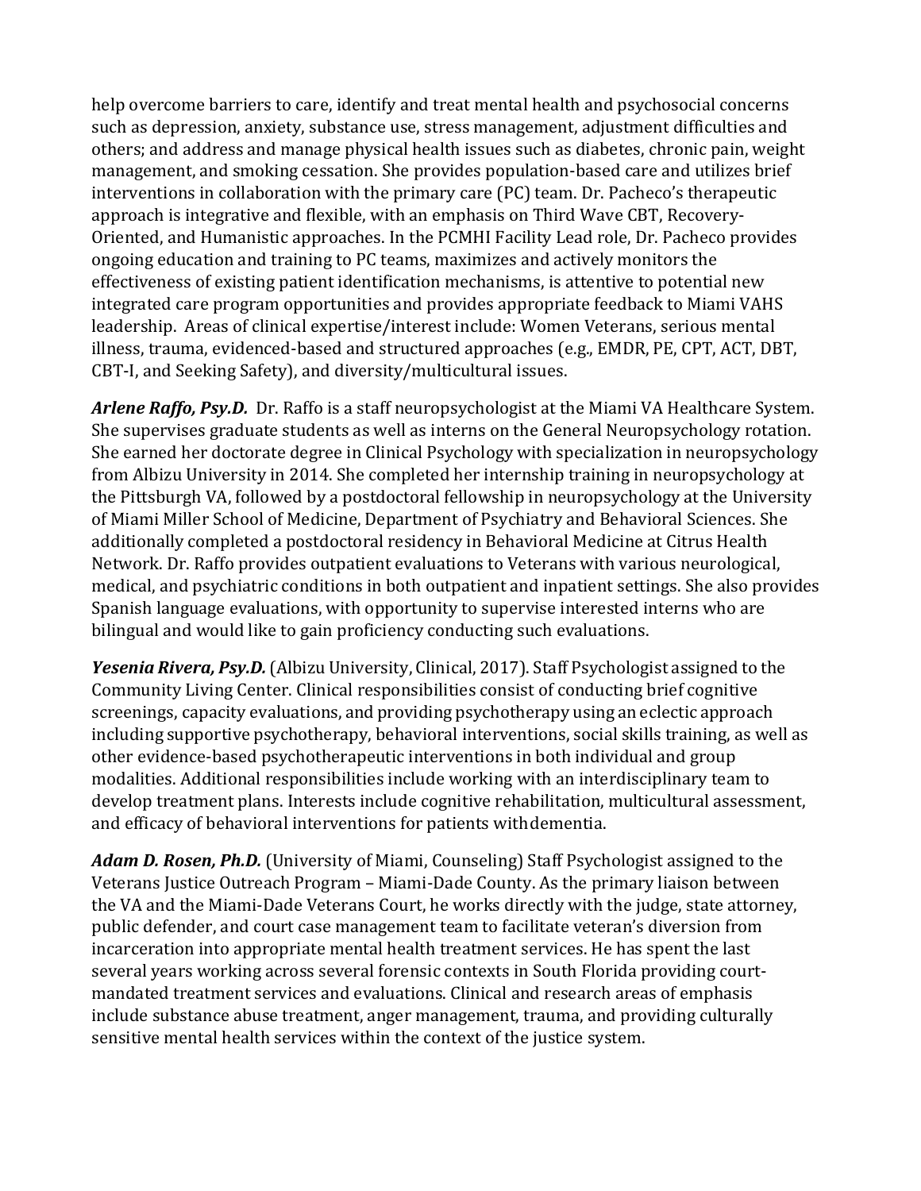help overcome barriers to care, identify and treat mental health and psychosocial concerns such as depression, anxiety, substance use, stress management, adjustment difficulties and others; and address and manage physical health issues such as diabetes, chronic pain, weight management, and smoking cessation. She provides population-based care and utilizes brief interventions in collaboration with the primary care (PC) team. Dr. Pacheco's therapeutic approach is integrative and flexible, with an emphasis on Third Wave CBT, Recovery-Oriented, and Humanistic approaches. In the PCMHI Facility Lead role, Dr. Pacheco provides ongoing education and training to PC teams, maximizes and actively monitors the effectiveness of existing patient identification mechanisms, is attentive to potential new integrated care program opportunities and provides appropriate feedback to Miami VAHS leadership. Areas of clinical expertise/interest include: Women Veterans, serious mental illness, trauma, evidenced-based and structured approaches (e.g., EMDR, PE, CPT, ACT, DBT, CBT-I, and Seeking Safety), and diversity/multicultural issues.

***Arlene Raffo, Psy.D.*** Dr. Raffo is a staff neuropsychologist at the Miami VA Healthcare System. She supervises graduate students as well as interns on the General Neuropsychology rotation. She earned her doctorate degree in Clinical Psychology with specialization in neuropsychology from Albizu University in 2014. She completed her internship training in neuropsychology at the Pittsburgh VA, followed by a postdoctoral fellowship in neuropsychology at the University of Miami Miller School of Medicine, Department of Psychiatry and Behavioral Sciences. She additionally completed a postdoctoral residency in Behavioral Medicine at Citrus Health Network. Dr. Raffo provides outpatient evaluations to Veterans with various neurological, medical, and psychiatric conditions in both outpatient and inpatient settings. She also provides Spanish language evaluations, with opportunity to supervise interested interns who are bilingual and would like to gain proficiency conducting such evaluations.

***Yesenia Rivera, Psy.D.*** (Albizu University, Clinical, 2017). Staff Psychologist assigned to the Community Living Center. Clinical responsibilities consist of conducting brief cognitive screenings, capacity evaluations, and providing psychotherapy using an eclectic approach including supportive psychotherapy, behavioral interventions, social skills training, as well as other evidence-based psychotherapeutic interventions in both individual and group modalities. Additional responsibilities include working with an interdisciplinary team to develop treatment plans. Interests include cognitive rehabilitation, multicultural assessment, and efficacy of behavioral interventions for patients with dementia.

***Adam D. Rosen, Ph.D.*** (University of Miami, Counseling) Staff Psychologist assigned to the Veterans Justice Outreach Program – Miami-Dade County. As the primary liaison between the VA and the Miami-Dade Veterans Court, he works directly with the judge, state attorney, public defender, and court case management team to facilitate veteran's diversion from incarceration into appropriate mental health treatment services. He has spent the last several years working across several forensic contexts in South Florida providing court-mandated treatment services and evaluations. Clinical and research areas of emphasis include substance abuse treatment, anger management, trauma, and providing culturally sensitive mental health services within the context of the justice system.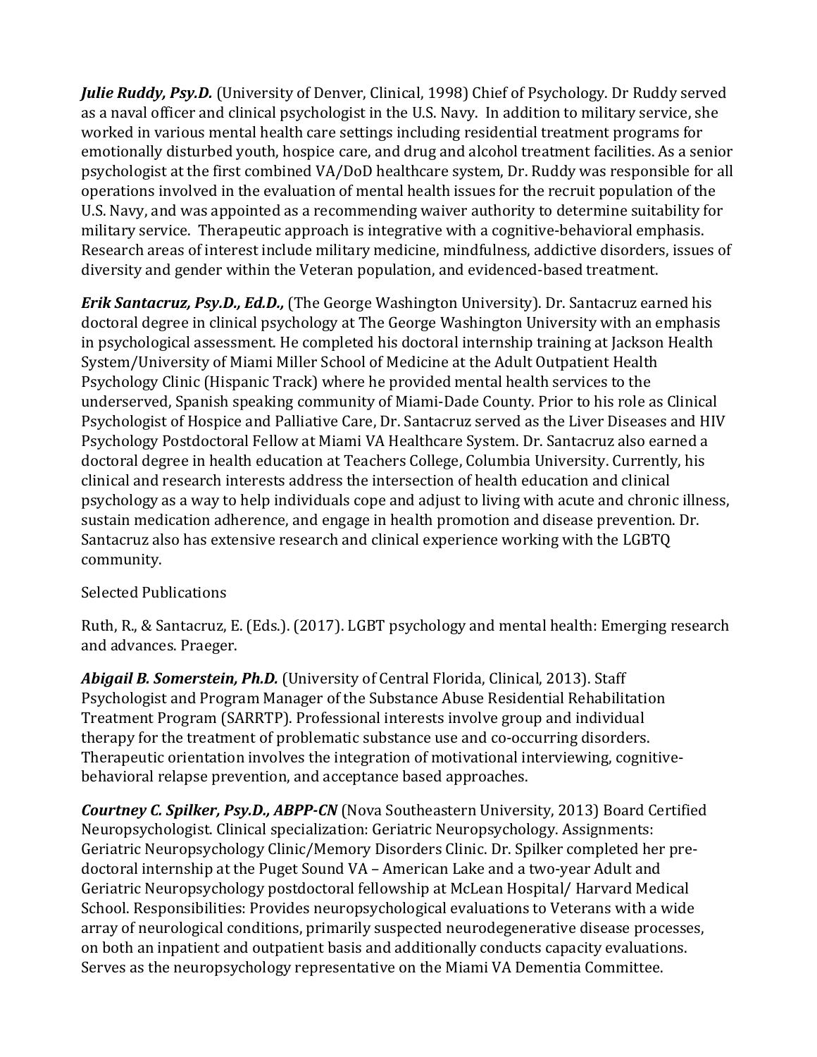***Julie Ruddy, Psy.D.*** (University of Denver, Clinical, 1998) Chief of Psychology. Dr Ruddy served as a naval officer and clinical psychologist in the U.S. Navy. In addition to military service, she worked in various mental health care settings including residential treatment programs for emotionally disturbed youth, hospice care, and drug and alcohol treatment facilities. As a senior psychologist at the first combined VA/DoD healthcare system, Dr. Ruddy was responsible for all operations involved in the evaluation of mental health issues for the recruit population of the U.S. Navy, and was appointed as a recommending waiver authority to determine suitability for military service. Therapeutic approach is integrative with a cognitive-behavioral emphasis. Research areas of interest include military medicine, mindfulness, addictive disorders, issues of diversity and gender within the Veteran population, and evidenced-based treatment.

***Erik Santacruz, Psy.D., Ed.D.,*** (The George Washington University). Dr. Santacruz earned his doctoral degree in clinical psychology at The George Washington University with an emphasis in psychological assessment. He completed his doctoral internship training at Jackson Health System/University of Miami Miller School of Medicine at the Adult Outpatient Health Psychology Clinic (Hispanic Track) where he provided mental health services to the underserved, Spanish speaking community of Miami-Dade County. Prior to his role as Clinical Psychologist of Hospice and Palliative Care, Dr. Santacruz served as the Liver Diseases and HIV Psychology Postdoctoral Fellow at Miami VA Healthcare System. Dr. Santacruz also earned a doctoral degree in health education at Teachers College, Columbia University. Currently, his clinical and research interests address the intersection of health education and clinical psychology as a way to help individuals cope and adjust to living with acute and chronic illness, sustain medication adherence, and engage in health promotion and disease prevention. Dr. Santacruz also has extensive research and clinical experience working with the LGBTQ community.

Selected Publications

Ruth, R., & Santacruz, E. (Eds.). (2017). LGBT psychology and mental health: Emerging research and advances. Praeger.

***Abigail B. Somerstein, Ph.D.*** (University of Central Florida, Clinical, 2013). Staff Psychologist and Program Manager of the Substance Abuse Residential Rehabilitation Treatment Program (SARRTP). Professional interests involve group and individual therapy for the treatment of problematic substance use and co-occurring disorders. Therapeutic orientation involves the integration of motivational interviewing, cognitive-behavioral relapse prevention, and acceptance based approaches.

***Courtney C. Spilker, Psy.D., ABPP-CN*** (Nova Southeastern University, 2013) Board Certified Neuropsychologist. Clinical specialization: Geriatric Neuropsychology. Assignments: Geriatric Neuropsychology Clinic/Memory Disorders Clinic. Dr. Spilker completed her pre-doctoral internship at the Puget Sound VA – American Lake and a two-year Adult and Geriatric Neuropsychology postdoctoral fellowship at McLean Hospital/ Harvard Medical School. Responsibilities: Provides neuropsychological evaluations to Veterans with a wide array of neurological conditions, primarily suspected neurodegenerative disease processes, on both an inpatient and outpatient basis and additionally conducts capacity evaluations. Serves as the neuropsychology representative on the Miami VA Dementia Committee.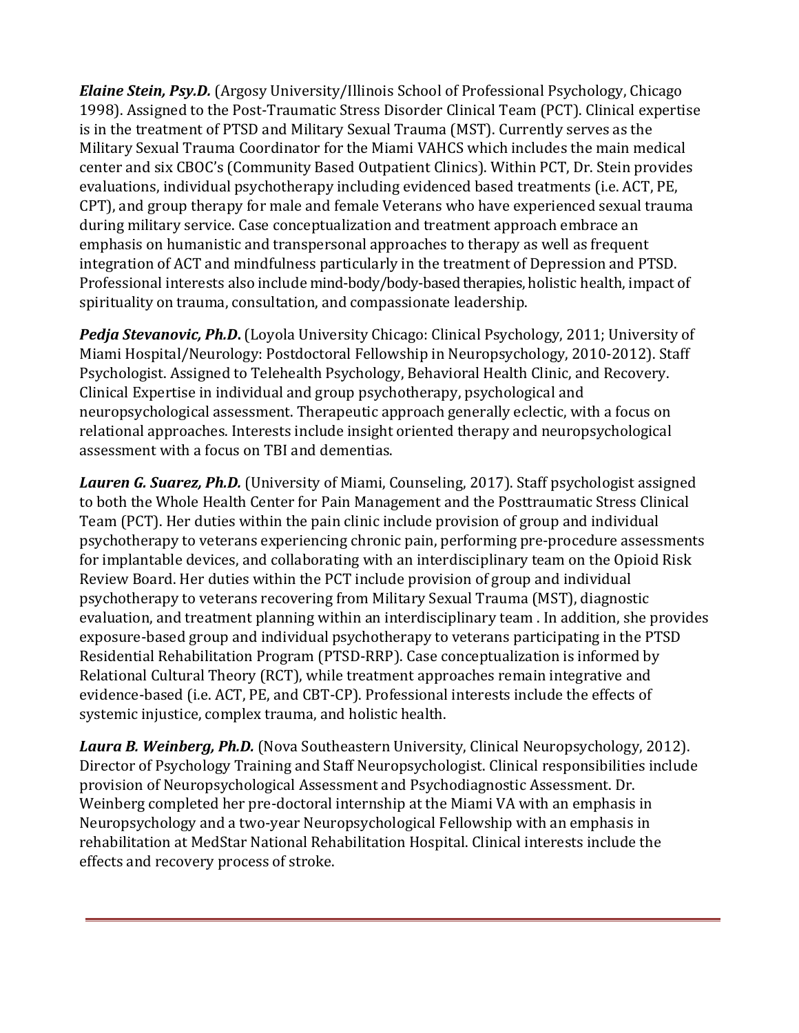***Elaine Stein, Psy.D.*** (Argosy University/Illinois School of Professional Psychology, Chicago 1998). Assigned to the Post-Traumatic Stress Disorder Clinical Team (PCT). Clinical expertise is in the treatment of PTSD and Military Sexual Trauma (MST). Currently serves as the Military Sexual Trauma Coordinator for the Miami VAHCS which includes the main medical center and six CBOC's (Community Based Outpatient Clinics). Within PCT, Dr. Stein provides evaluations, individual psychotherapy including evidenced based treatments (i.e. ACT, PE, CPT), and group therapy for male and female Veterans who have experienced sexual trauma during military service. Case conceptualization and treatment approach embrace an emphasis on humanistic and transpersonal approaches to therapy as well as frequent integration of ACT and mindfulness particularly in the treatment of Depression and PTSD. Professional interests also include mind-body/body-based therapies, holistic health, impact of spirituality on trauma, consultation, and compassionate leadership.

***Pedja Stevanovic, Ph.D.*** (Loyola University Chicago: Clinical Psychology, 2011; University of Miami Hospital/Neurology: Postdoctoral Fellowship in Neuropsychology, 2010-2012). Staff Psychologist. Assigned to Telehealth Psychology, Behavioral Health Clinic, and Recovery. Clinical Expertise in individual and group psychotherapy, psychological and neuropsychological assessment. Therapeutic approach generally eclectic, with a focus on relational approaches. Interests include insight oriented therapy and neuropsychological assessment with a focus on TBI and dementias.

***Lauren G. Suarez, Ph.D.*** (University of Miami, Counseling, 2017). Staff psychologist assigned to both the Whole Health Center for Pain Management and the Posttraumatic Stress Clinical Team (PCT). Her duties within the pain clinic include provision of group and individual psychotherapy to veterans experiencing chronic pain, performing pre-procedure assessments for implantable devices, and collaborating with an interdisciplinary team on the Opioid Risk Review Board. Her duties within the PCT include provision of group and individual psychotherapy to veterans recovering from Military Sexual Trauma (MST), diagnostic evaluation, and treatment planning within an interdisciplinary team . In addition, she provides exposure-based group and individual psychotherapy to veterans participating in the PTSD Residential Rehabilitation Program (PTSD-RRP). Case conceptualization is informed by Relational Cultural Theory (RCT), while treatment approaches remain integrative and evidence-based (i.e. ACT, PE, and CBT-CP). Professional interests include the effects of systemic injustice, complex trauma, and holistic health.

***Laura B. Weinberg, Ph.D.*** (Nova Southeastern University, Clinical Neuropsychology, 2012). Director of Psychology Training and Staff Neuropsychologist. Clinical responsibilities include provision of Neuropsychological Assessment and Psychodiagnostic Assessment. Dr. Weinberg completed her pre-doctoral internship at the Miami VA with an emphasis in Neuropsychology and a two-year Neuropsychological Fellowship with an emphasis in rehabilitation at MedStar National Rehabilitation Hospital. Clinical interests include the effects and recovery process of stroke.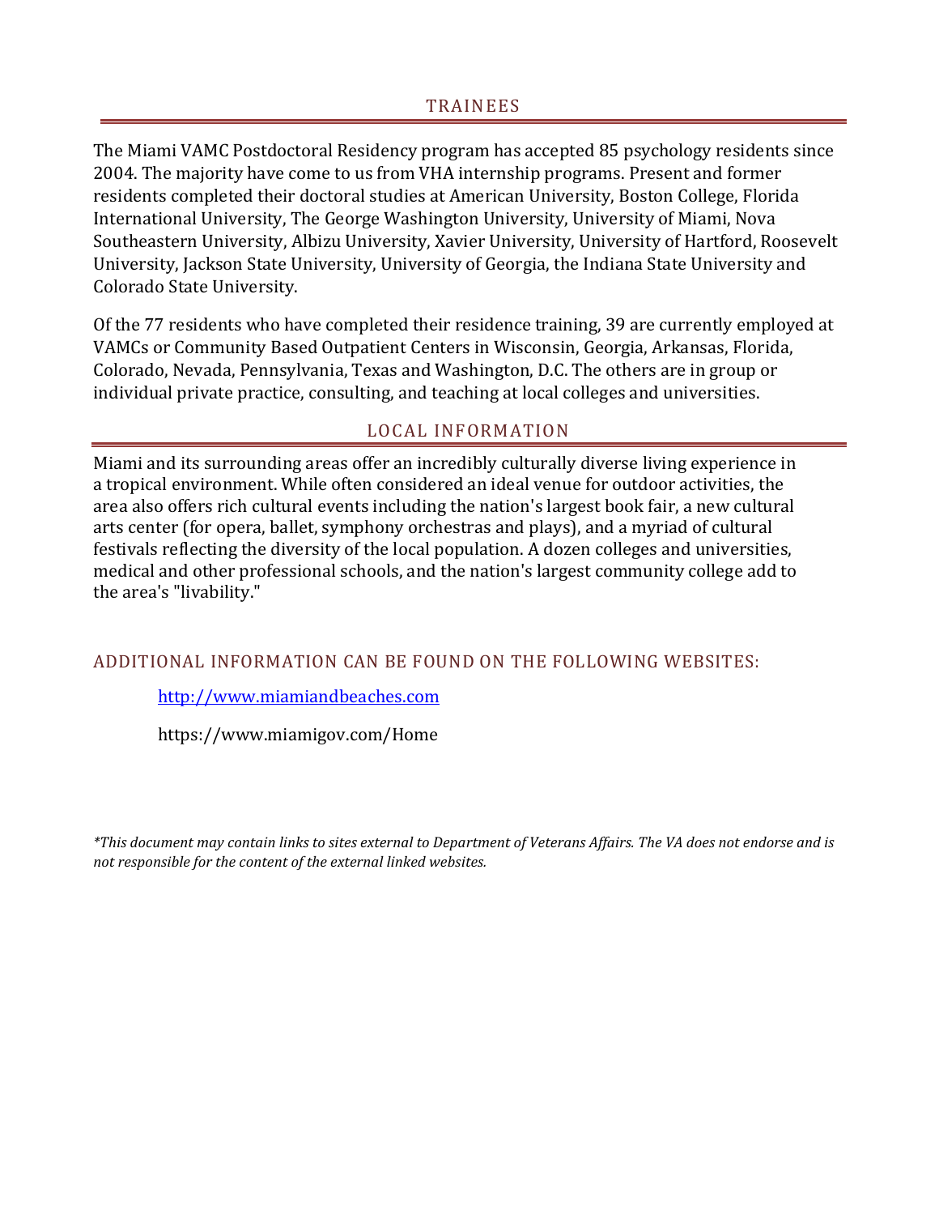## TRAINEES

The Miami VAMC Postdoctoral Residency program has accepted 85 psychology residents since 2004. The majority have come to us from VHA internship programs. Present and former residents completed their doctoral studies at American University, Boston College, Florida International University, The George Washington University, University of Miami, Nova Southeastern University, Albizu University, Xavier University, University of Hartford, Roosevelt University, Jackson State University, University of Georgia, the Indiana State University and Colorado State University.

Of the 77 residents who have completed their residence training, 39 are currently employed at VAMCs or Community Based Outpatient Centers in Wisconsin, Georgia, Arkansas, Florida, Colorado, Nevada, Pennsylvania, Texas and Washington, D.C. The others are in group or individual private practice, consulting, and teaching at local colleges and universities.

## LOCAL INFORMATION

Miami and its surrounding areas offer an incredibly culturally diverse living experience in a tropical environment. While often considered an ideal venue for outdoor activities, the area also offers rich cultural events including the nation's largest book fair, a new cultural arts center (for opera, ballet, symphony orchestras and plays), and a myriad of cultural festivals reflecting the diversity of the local population. A dozen colleges and universities, medical and other professional schools, and the nation's largest community college add to the area's "livability."

### ADDITIONAL INFORMATION CAN BE FOUND ON THE FOLLOWING WEBSITES:

[http://www.miamiandbeaches.com](http://www.miamiandbeaches.com)

https://www.miamigov.com/Home

*\*This document may contain links to sites external to Department of Veterans Affairs. The VA does not endorse and is not responsible for the content of the external linked websites.*